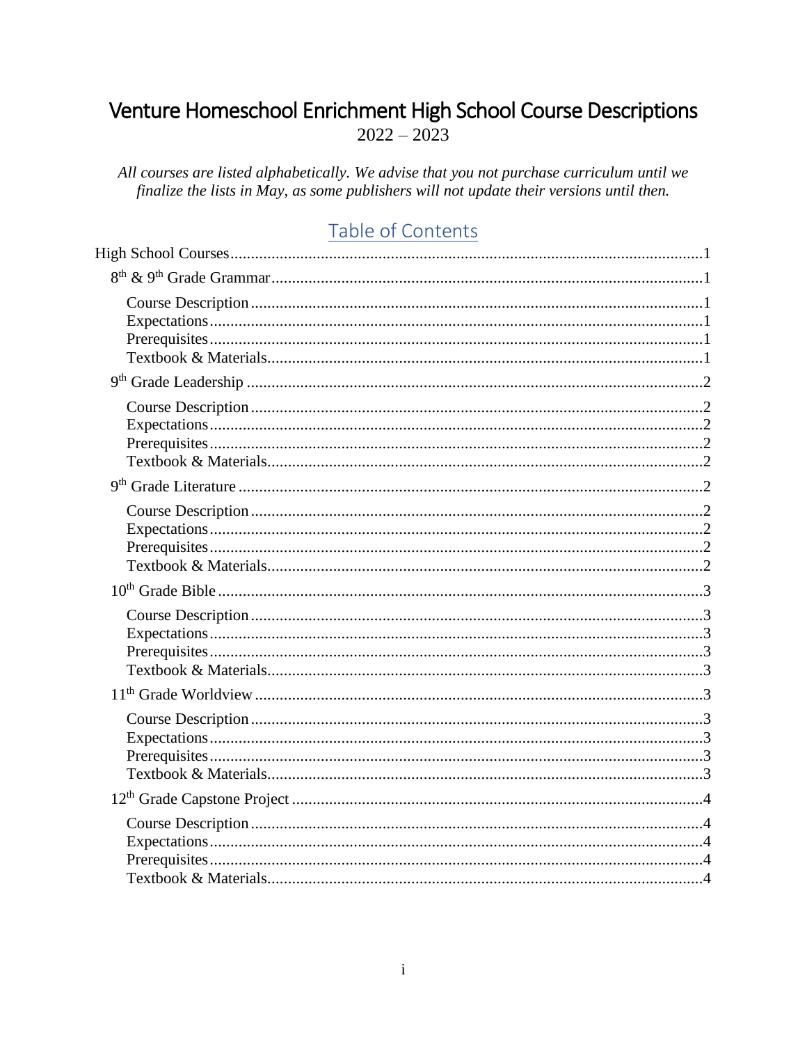# Venture Homeschool Enrichment High School Course Descriptions

2022 – 2023

*All courses are listed alphabetically. We advise that you not purchase curriculum until we finalize the lists in May, as some publishers will not update their versions until then.*

## Table of Contents

- High School Courses ....................................................................................................1
  - 8th & 9th Grade Grammar ........................................................................................1
    - Course Description ..............................................................................................1
    - Expectations ........................................................................................................1
    - Prerequisites ........................................................................................................1
    - Textbook & Materials ..........................................................................................1
  - 9th Grade Leadership ...............................................................................................2
    - Course Description ..............................................................................................2
    - Expectations ........................................................................................................2
    - Prerequisites ........................................................................................................2
    - Textbook & Materials ..........................................................................................2
  - 9th Grade Literature .................................................................................................2
    - Course Description ..............................................................................................2
    - Expectations ........................................................................................................2
    - Prerequisites ........................................................................................................2
    - Textbook & Materials ..........................................................................................2
  - 10th Grade Bible ......................................................................................................3
    - Course Description ..............................................................................................3
    - Expectations ........................................................................................................3
    - Prerequisites ........................................................................................................3
    - Textbook & Materials ..........................................................................................3
  - 11th Grade Worldview .............................................................................................3
    - Course Description ..............................................................................................3
    - Expectations ........................................................................................................3
    - Prerequisites ........................................................................................................3
    - Textbook & Materials ..........................................................................................3
  - 12th Grade Capstone Project ...................................................................................4
    - Course Description ..............................................................................................4
    - Expectations ........................................................................................................4
    - Prerequisites ........................................................................................................4
    - Textbook & Materials ..........................................................................................4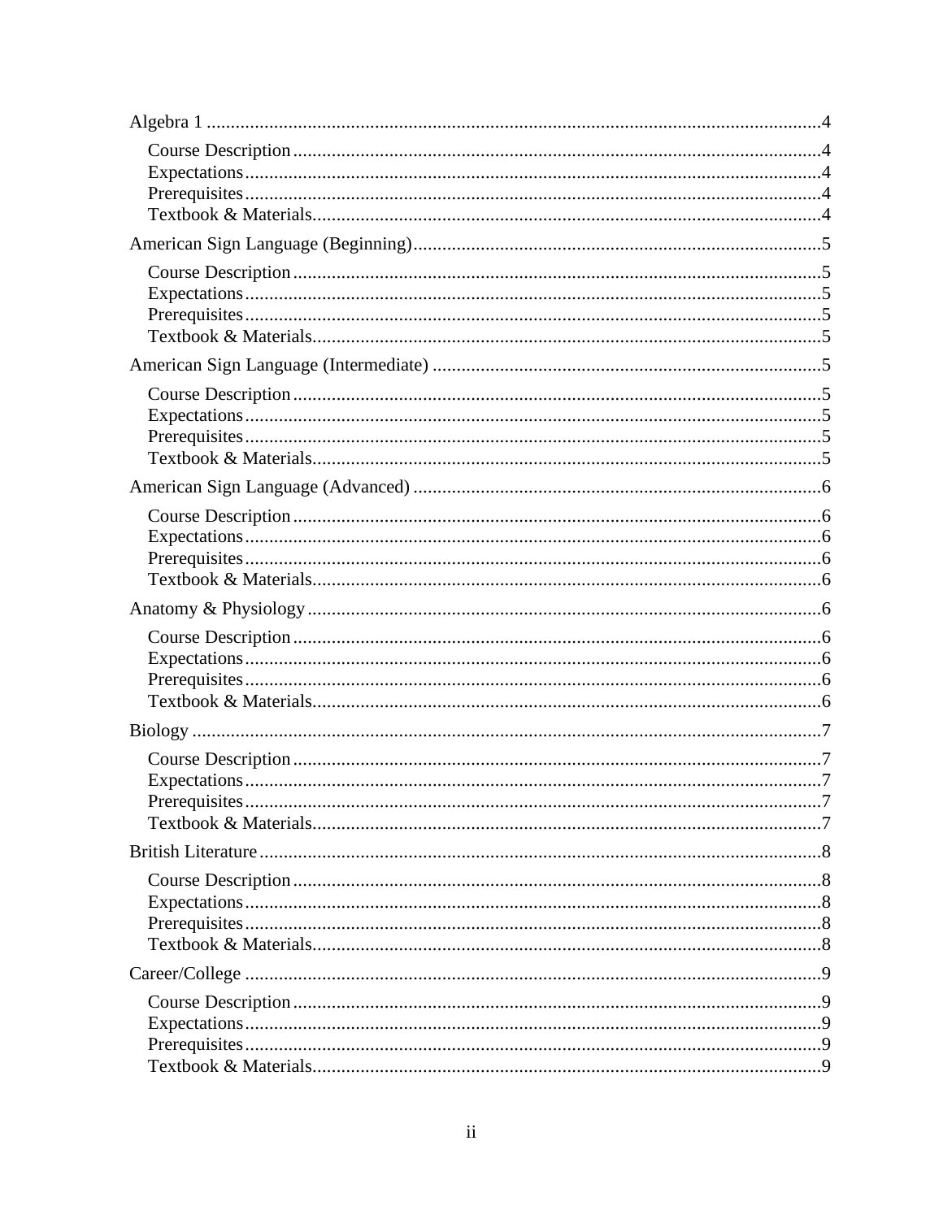Algebra 1 ........................................................................................................ 4

- Course Description ........................................................................................ 4
- Expectations ................................................................................................. 4
- Prerequisites ................................................................................................. 4
- Textbook & Materials .................................................................................... 4

American Sign Language (Beginning) ................................................................ 5

- Course Description ........................................................................................ 5
- Expectations ................................................................................................. 5
- Prerequisites ................................................................................................. 5
- Textbook & Materials .................................................................................... 5

American Sign Language (Intermediate) ............................................................ 5

- Course Description ........................................................................................ 5
- Expectations ................................................................................................. 5
- Prerequisites ................................................................................................. 5
- Textbook & Materials .................................................................................... 5

American Sign Language (Advanced) ................................................................ 6

- Course Description ........................................................................................ 6
- Expectations ................................................................................................. 6
- Prerequisites ................................................................................................. 6
- Textbook & Materials .................................................................................... 6

Anatomy & Physiology ...................................................................................... 6

- Course Description ........................................................................................ 6
- Expectations ................................................................................................. 6
- Prerequisites ................................................................................................. 6
- Textbook & Materials .................................................................................... 6

Biology ............................................................................................................. 7

- Course Description ........................................................................................ 7
- Expectations ................................................................................................. 7
- Prerequisites ................................................................................................. 7
- Textbook & Materials .................................................................................... 7

British Literature ............................................................................................... 8

- Course Description ........................................................................................ 8
- Expectations ................................................................................................. 8
- Prerequisites ................................................................................................. 8
- Textbook & Materials .................................................................................... 8

Career/College .................................................................................................. 9

- Course Description ........................................................................................ 9
- Expectations ................................................................................................. 9
- Prerequisites ................................................................................................. 9
- Textbook & Materials .................................................................................... 9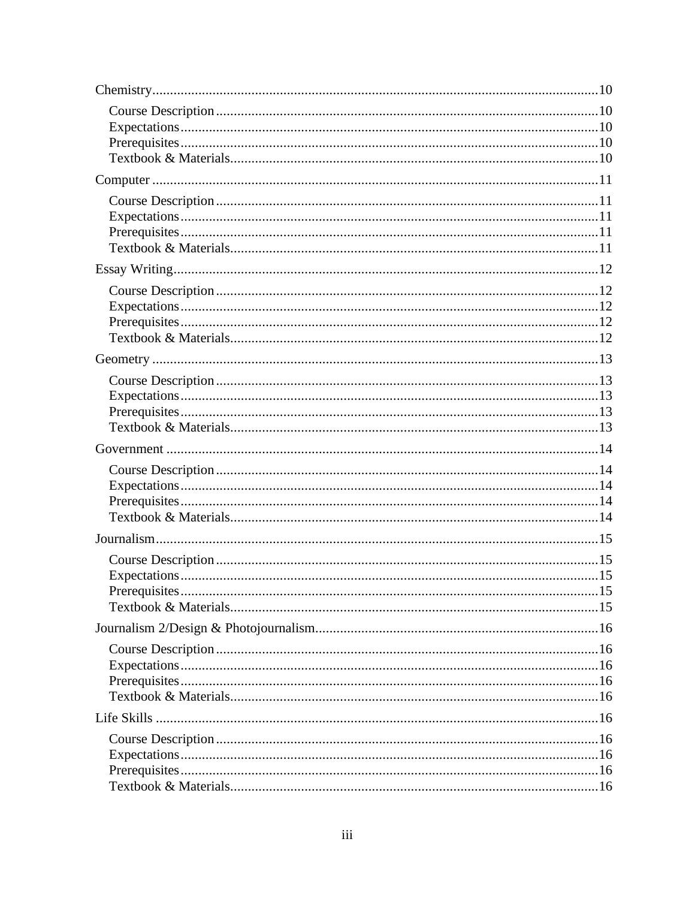Chemistry.....10

- Course Description.....10
- Expectations.....10
- Prerequisites.....10
- Textbook & Materials.....10

Computer.....11

- Course Description.....11
- Expectations.....11
- Prerequisites.....11
- Textbook & Materials.....11

Essay Writing.....12

- Course Description.....12
- Expectations.....12
- Prerequisites.....12
- Textbook & Materials.....12

Geometry.....13

- Course Description.....13
- Expectations.....13
- Prerequisites.....13
- Textbook & Materials.....13

Government.....14

- Course Description.....14
- Expectations.....14
- Prerequisites.....14
- Textbook & Materials.....14

Journalism.....15

- Course Description.....15
- Expectations.....15
- Prerequisites.....15
- Textbook & Materials.....15

Journalism 2/Design & Photojournalism.....16

- Course Description.....16
- Expectations.....16
- Prerequisites.....16
- Textbook & Materials.....16

Life Skills.....16

- Course Description.....16
- Expectations.....16
- Prerequisites.....16
- Textbook & Materials.....16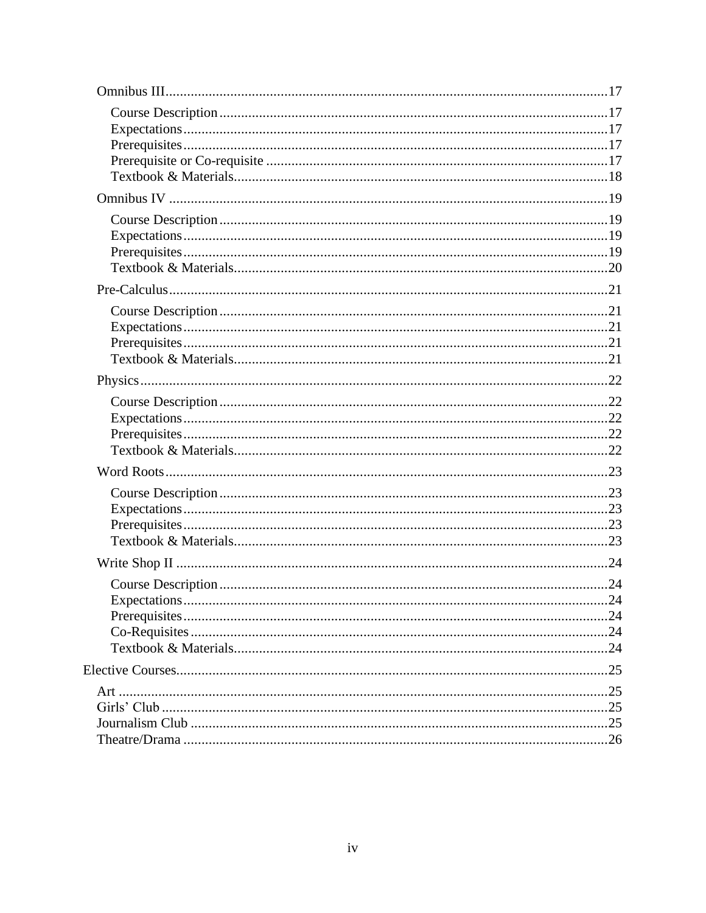- Omnibus III ........ 17
  - Course Description ........ 17
  - Expectations ........ 17
  - Prerequisites ........ 17
  - Prerequisite or Co-requisite ........ 17
  - Textbook & Materials ........ 18
- Omnibus IV ........ 19
  - Course Description ........ 19
  - Expectations ........ 19
  - Prerequisites ........ 19
  - Textbook & Materials ........ 20
- Pre-Calculus ........ 21
  - Course Description ........ 21
  - Expectations ........ 21
  - Prerequisites ........ 21
  - Textbook & Materials ........ 21
- Physics ........ 22
  - Course Description ........ 22
  - Expectations ........ 22
  - Prerequisites ........ 22
  - Textbook & Materials ........ 22
- Word Roots ........ 23
  - Course Description ........ 23
  - Expectations ........ 23
  - Prerequisites ........ 23
  - Textbook & Materials ........ 23
- Write Shop II ........ 24
  - Course Description ........ 24
  - Expectations ........ 24
  - Prerequisites ........ 24
  - Co-Requisites ........ 24
  - Textbook & Materials ........ 24

Elective Courses ........ 25

- Art ........ 25
- Girls' Club ........ 25
- Journalism Club ........ 25
- Theatre/Drama ........ 26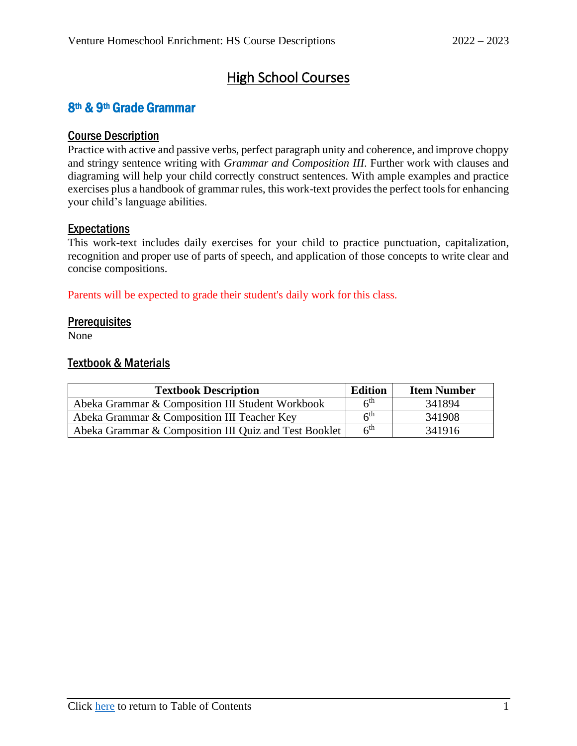# High School Courses

## 8th & 9th Grade Grammar

### Course Description

Practice with active and passive verbs, perfect paragraph unity and coherence, and improve choppy and stringy sentence writing with *Grammar and Composition III*. Further work with clauses and diagraming will help your child correctly construct sentences. With ample examples and practice exercises plus a handbook of grammar rules, this work-text provides the perfect tools for enhancing your child's language abilities.

### Expectations

This work-text includes daily exercises for your child to practice punctuation, capitalization, recognition and proper use of parts of speech, and application of those concepts to write clear and concise compositions.

Parents will be expected to grade their student's daily work for this class.

### Prerequisites

None

### Textbook & Materials

| Textbook Description | Edition | Item Number |
| --- | --- | --- |
| Abeka Grammar & Composition III Student Workbook | 6th | 341894 |
| Abeka Grammar & Composition III Teacher Key | 6th | 341908 |
| Abeka Grammar & Composition III Quiz and Test Booklet | 6th | 341916 |

Click here to return to Table of Contents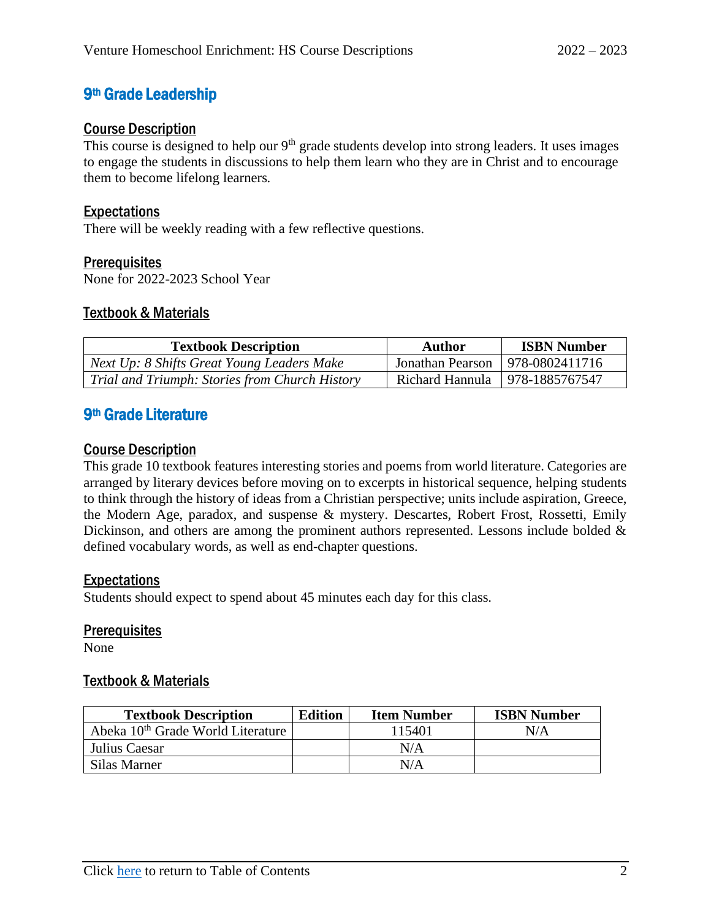## 9th Grade Leadership

### Course Description

This course is designed to help our 9th grade students develop into strong leaders. It uses images to engage the students in discussions to help them learn who they are in Christ and to encourage them to become lifelong learners.

### Expectations

There will be weekly reading with a few reflective questions.

### Prerequisites

None for 2022-2023 School Year

### Textbook & Materials

| Textbook Description | Author | ISBN Number |
|---|---|---|
| *Next Up: 8 Shifts Great Young Leaders Make* | Jonathan Pearson | 978-0802411716 |
| *Trial and Triumph: Stories from Church History* | Richard Hannula | 978-1885767547 |

## 9th Grade Literature

### Course Description

This grade 10 textbook features interesting stories and poems from world literature. Categories are arranged by literary devices before moving on to excerpts in historical sequence, helping students to think through the history of ideas from a Christian perspective; units include aspiration, Greece, the Modern Age, paradox, and suspense & mystery. Descartes, Robert Frost, Rossetti, Emily Dickinson, and others are among the prominent authors represented. Lessons include bolded & defined vocabulary words, as well as end-chapter questions.

### Expectations

Students should expect to spend about 45 minutes each day for this class.

### Prerequisites

None

### Textbook & Materials

| Textbook Description | Edition | Item Number | ISBN Number |
|---|---|---|---|
| Abeka 10th Grade World Literature | | 115401 | N/A |
| Julius Caesar | | N/A | |
| Silas Marner | | N/A | |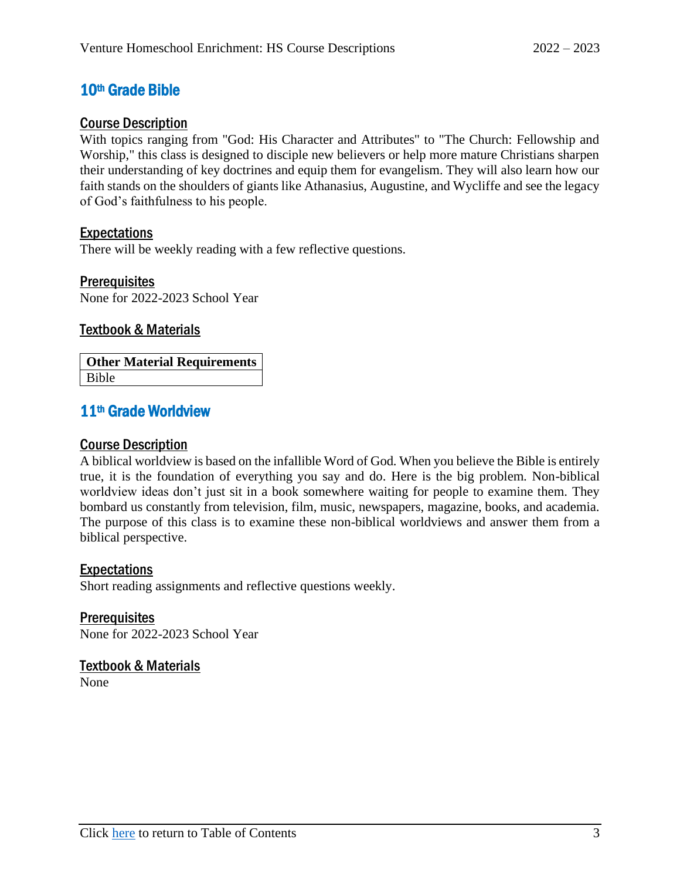## 10th Grade Bible

### Course Description

With topics ranging from "God: His Character and Attributes" to "The Church: Fellowship and Worship," this class is designed to disciple new believers or help more mature Christians sharpen their understanding of key doctrines and equip them for evangelism. They will also learn how our faith stands on the shoulders of giants like Athanasius, Augustine, and Wycliffe and see the legacy of God's faithfulness to his people.

### Expectations

There will be weekly reading with a few reflective questions.

### Prerequisites

None for 2022-2023 School Year

### Textbook & Materials

| Other Material Requirements |
|---|
| Bible |

## 11th Grade Worldview

### Course Description

A biblical worldview is based on the infallible Word of God. When you believe the Bible is entirely true, it is the foundation of everything you say and do. Here is the big problem. Non-biblical worldview ideas don't just sit in a book somewhere waiting for people to examine them. They bombard us constantly from television, film, music, newspapers, magazine, books, and academia. The purpose of this class is to examine these non-biblical worldviews and answer them from a biblical perspective.

### Expectations

Short reading assignments and reflective questions weekly.

### Prerequisites

None for 2022-2023 School Year

### Textbook & Materials

None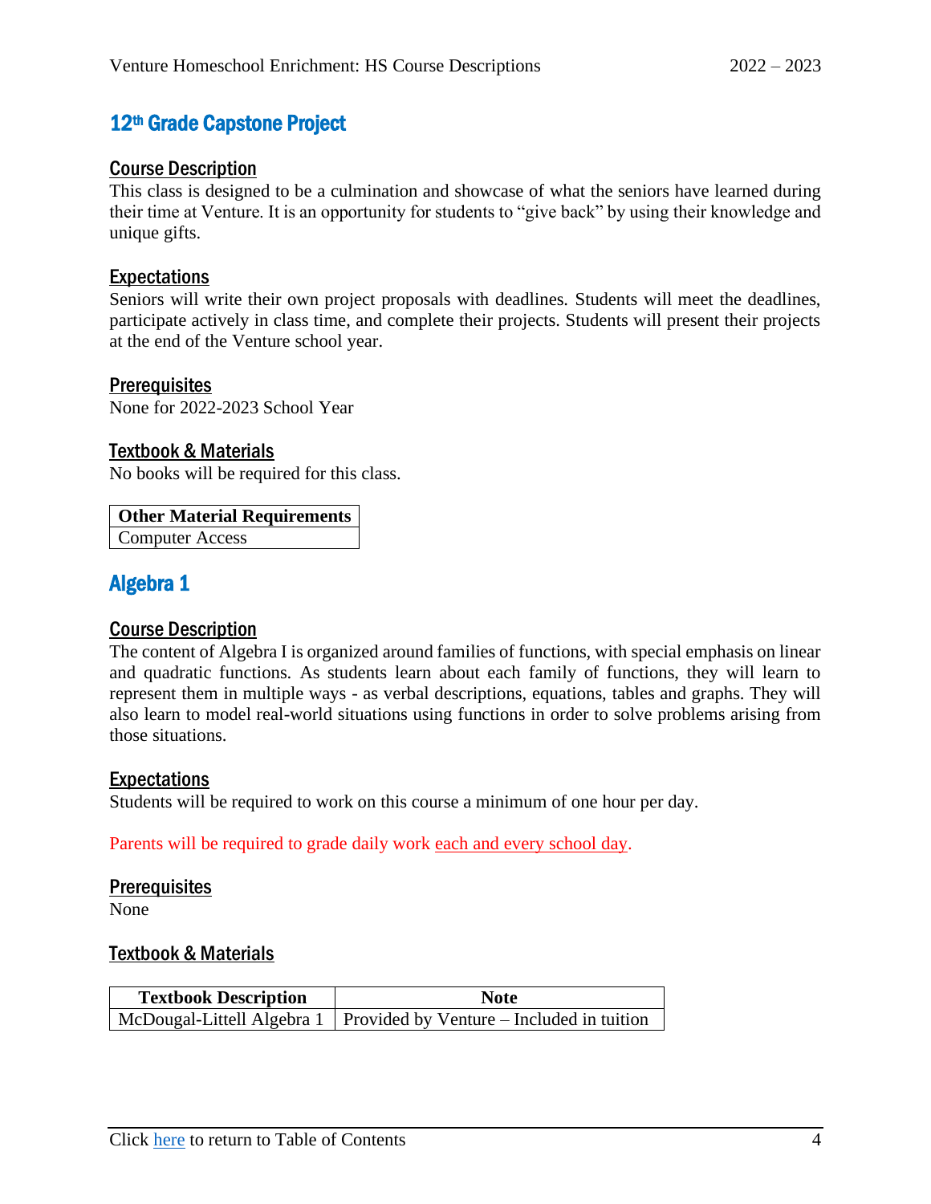## 12th Grade Capstone Project

### Course Description

This class is designed to be a culmination and showcase of what the seniors have learned during their time at Venture. It is an opportunity for students to "give back" by using their knowledge and unique gifts.

### Expectations

Seniors will write their own project proposals with deadlines. Students will meet the deadlines, participate actively in class time, and complete their projects. Students will present their projects at the end of the Venture school year.

### Prerequisites

None for 2022-2023 School Year

### Textbook & Materials

No books will be required for this class.

| Other Material Requirements |
| --- |
| Computer Access |

## Algebra 1

### Course Description

The content of Algebra I is organized around families of functions, with special emphasis on linear and quadratic functions. As students learn about each family of functions, they will learn to represent them in multiple ways - as verbal descriptions, equations, tables and graphs. They will also learn to model real-world situations using functions in order to solve problems arising from those situations.

### Expectations

Students will be required to work on this course a minimum of one hour per day.

Parents will be required to grade daily work each and every school day.

### Prerequisites

None

### Textbook & Materials

| Textbook Description | Note |
| --- | --- |
| McDougal-Littell Algebra 1 | Provided by Venture – Included in tuition |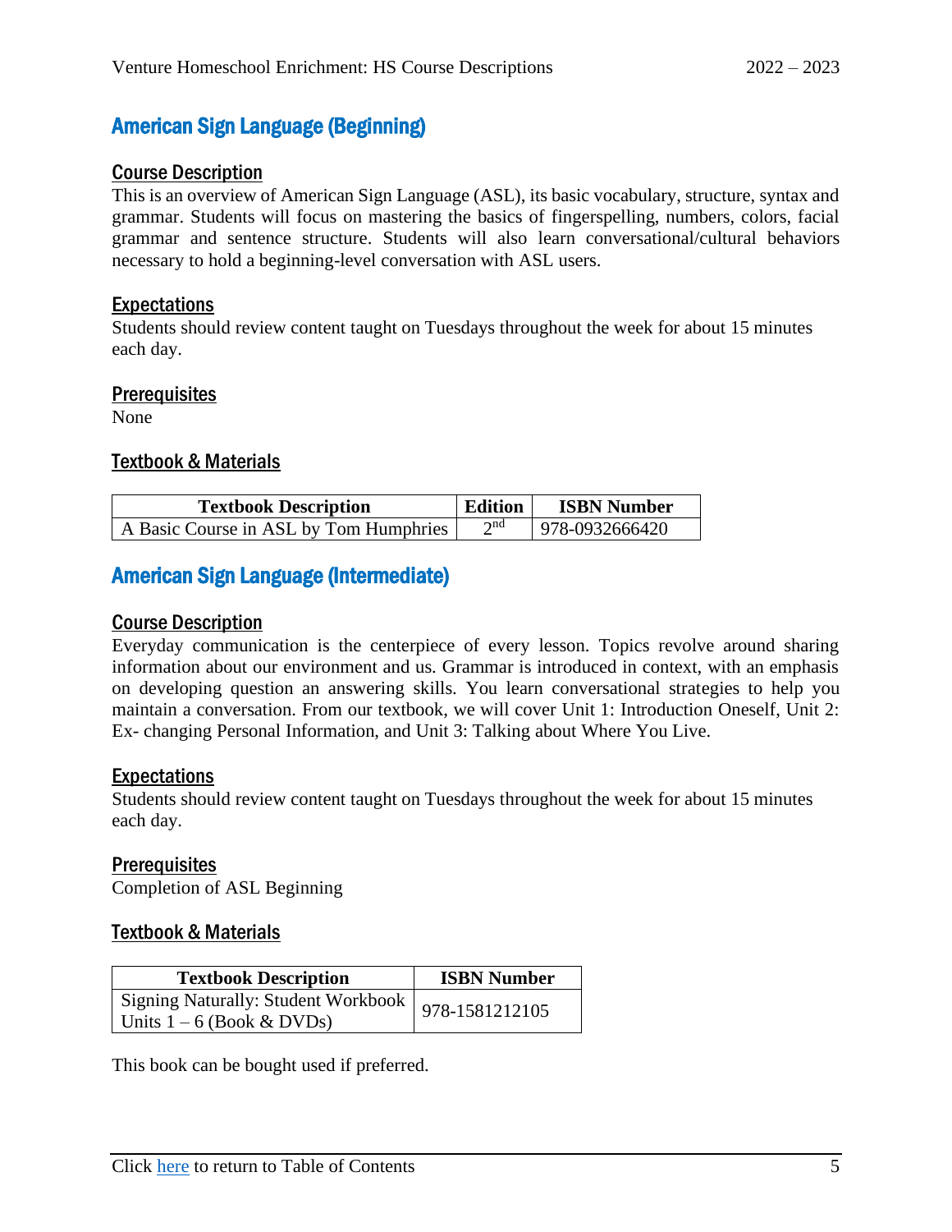## American Sign Language (Beginning)

### Course Description

This is an overview of American Sign Language (ASL), its basic vocabulary, structure, syntax and grammar. Students will focus on mastering the basics of fingerspelling, numbers, colors, facial grammar and sentence structure. Students will also learn conversational/cultural behaviors necessary to hold a beginning-level conversation with ASL users.

### Expectations

Students should review content taught on Tuesdays throughout the week for about 15 minutes each day.

### Prerequisites

None

### Textbook & Materials

| Textbook Description | Edition | ISBN Number |
| --- | --- | --- |
| A Basic Course in ASL by Tom Humphries | 2nd | 978-0932666420 |

## American Sign Language (Intermediate)

### Course Description

Everyday communication is the centerpiece of every lesson. Topics revolve around sharing information about our environment and us. Grammar is introduced in context, with an emphasis on developing question an answering skills. You learn conversational strategies to help you maintain a conversation. From our textbook, we will cover Unit 1: Introduction Oneself, Unit 2: Ex- changing Personal Information, and Unit 3: Talking about Where You Live.

### Expectations

Students should review content taught on Tuesdays throughout the week for about 15 minutes each day.

### Prerequisites

Completion of ASL Beginning

### Textbook & Materials

| Textbook Description | ISBN Number |
| --- | --- |
| Signing Naturally: Student Workbook Units 1 – 6 (Book & DVDs) | 978-1581212105 |

This book can be bought used if preferred.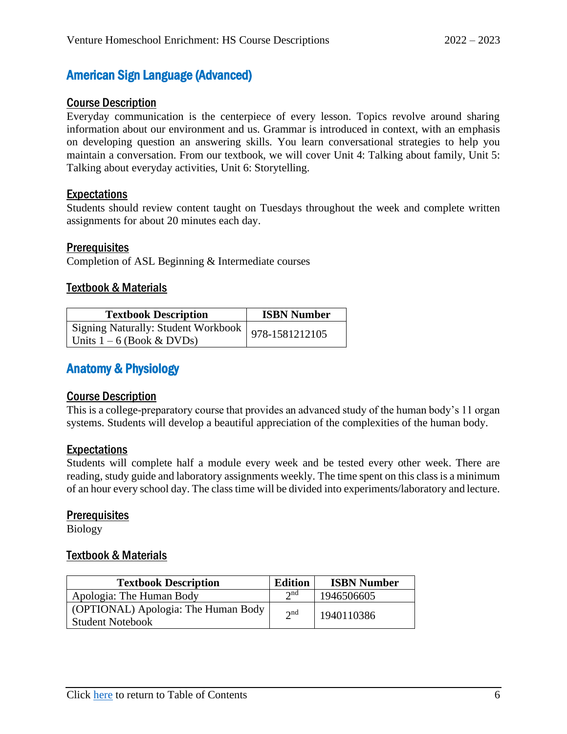## American Sign Language (Advanced)

### Course Description

Everyday communication is the centerpiece of every lesson. Topics revolve around sharing information about our environment and us. Grammar is introduced in context, with an emphasis on developing question an answering skills. You learn conversational strategies to help you maintain a conversation. From our textbook, we will cover Unit 4: Talking about family, Unit 5: Talking about everyday activities, Unit 6: Storytelling.

### Expectations

Students should review content taught on Tuesdays throughout the week and complete written assignments for about 20 minutes each day.

### Prerequisites

Completion of ASL Beginning & Intermediate courses

### Textbook & Materials

| Textbook Description | ISBN Number |
|---|---|
| Signing Naturally: Student Workbook Units 1 – 6 (Book & DVDs) | 978-1581212105 |

## Anatomy & Physiology

### Course Description

This is a college-preparatory course that provides an advanced study of the human body's 11 organ systems. Students will develop a beautiful appreciation of the complexities of the human body.

### Expectations

Students will complete half a module every week and be tested every other week. There are reading, study guide and laboratory assignments weekly. The time spent on this class is a minimum of an hour every school day. The class time will be divided into experiments/laboratory and lecture.

### Prerequisites

Biology

### Textbook & Materials

| Textbook Description | Edition | ISBN Number |
|---|---|---|
| Apologia: The Human Body | 2nd | 1946506605 |
| (OPTIONAL) Apologia: The Human Body Student Notebook | 2nd | 1940110386 |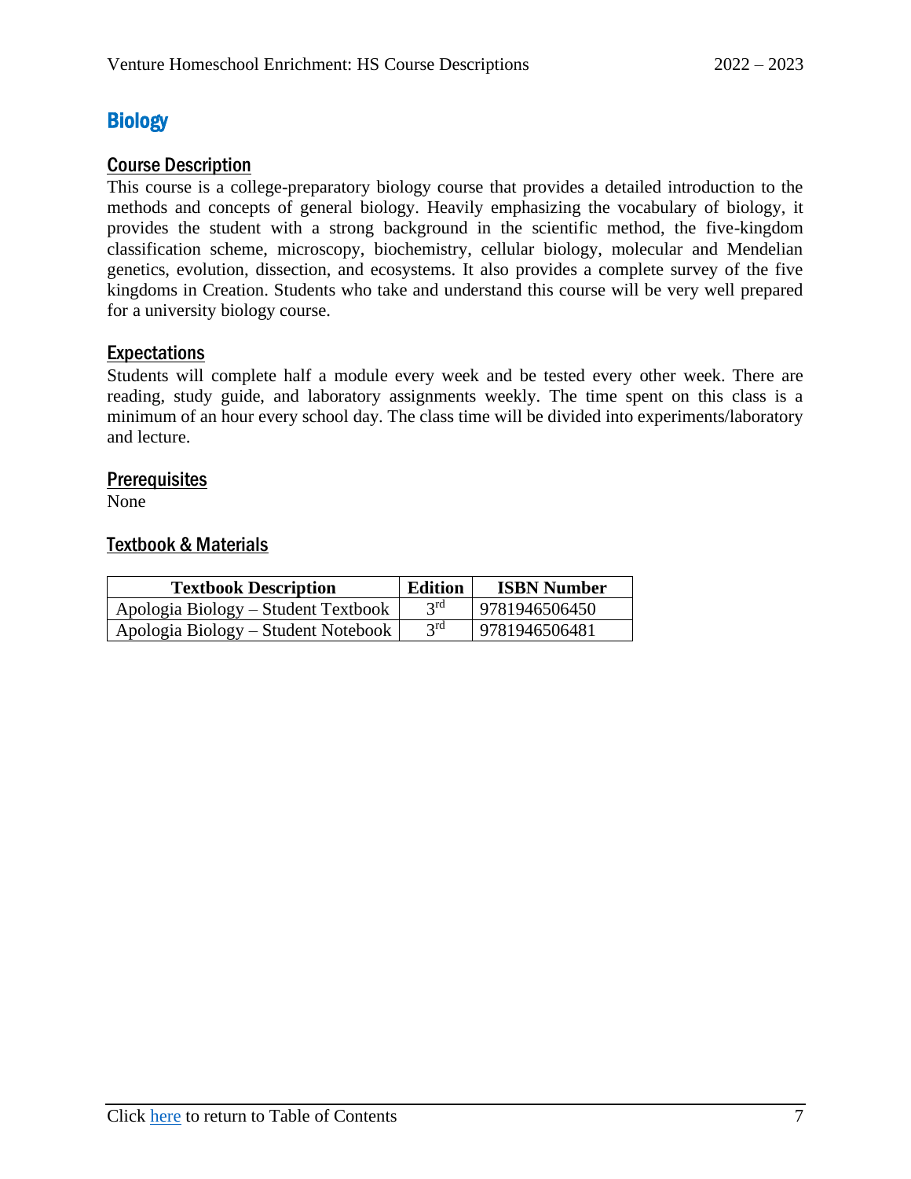# Biology

## Course Description

This course is a college-preparatory biology course that provides a detailed introduction to the methods and concepts of general biology. Heavily emphasizing the vocabulary of biology, it provides the student with a strong background in the scientific method, the five-kingdom classification scheme, microscopy, biochemistry, cellular biology, molecular and Mendelian genetics, evolution, dissection, and ecosystems. It also provides a complete survey of the five kingdoms in Creation. Students who take and understand this course will be very well prepared for a university biology course.

## Expectations

Students will complete half a module every week and be tested every other week. There are reading, study guide, and laboratory assignments weekly. The time spent on this class is a minimum of an hour every school day. The class time will be divided into experiments/laboratory and lecture.

## Prerequisites

None

## Textbook & Materials

| Textbook Description | Edition | ISBN Number |
|---|---|---|
| Apologia Biology – Student Textbook | 3rd | 9781946506450 |
| Apologia Biology – Student Notebook | 3rd | 9781946506481 |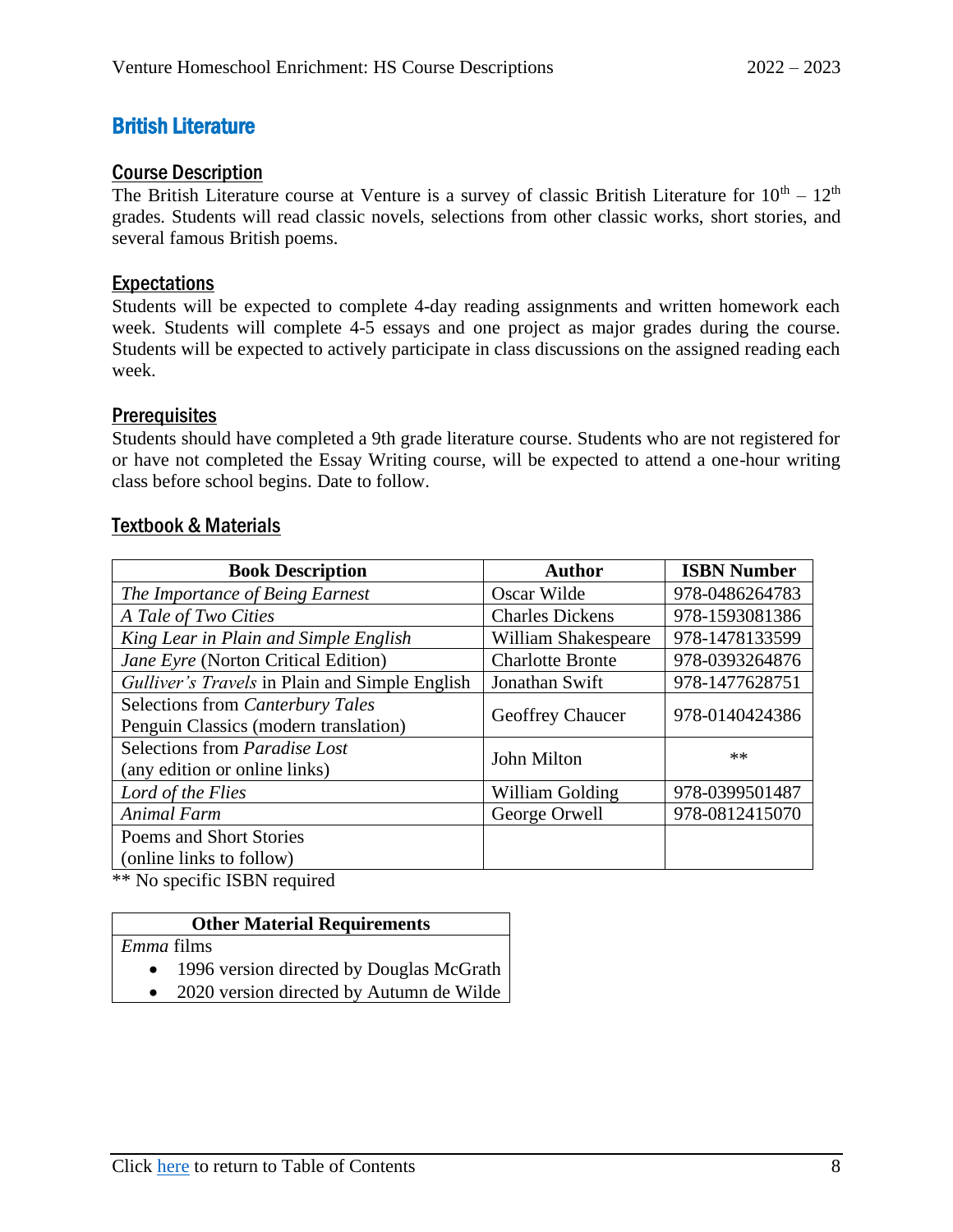## British Literature

### Course Description

The British Literature course at Venture is a survey of classic British Literature for 10th – 12th grades. Students will read classic novels, selections from other classic works, short stories, and several famous British poems.

### Expectations

Students will be expected to complete 4-day reading assignments and written homework each week. Students will complete 4-5 essays and one project as major grades during the course. Students will be expected to actively participate in class discussions on the assigned reading each week.

### Prerequisites

Students should have completed a 9th grade literature course. Students who are not registered for or have not completed the Essay Writing course, will be expected to attend a one-hour writing class before school begins. Date to follow.

### Textbook & Materials

| Book Description | Author | ISBN Number |
|---|---|---|
| *The Importance of Being Earnest* | Oscar Wilde | 978-0486264783 |
| *A Tale of Two Cities* | Charles Dickens | 978-1593081386 |
| *King Lear in Plain and Simple English* | William Shakespeare | 978-1478133599 |
| *Jane Eyre* (Norton Critical Edition) | Charlotte Bronte | 978-0393264876 |
| *Gulliver's Travels* in Plain and Simple English | Jonathan Swift | 978-1477628751 |
| Selections from *Canterbury Tales* Penguin Classics (modern translation) | Geoffrey Chaucer | 978-0140424386 |
| Selections from *Paradise Lost* (any edition or online links) | John Milton | ** |
| *Lord of the Flies* | William Golding | 978-0399501487 |
| *Animal Farm* | George Orwell | 978-0812415070 |
| Poems and Short Stories (online links to follow) | | |

** No specific ISBN required

| Other Material Requirements |
|---|
| *Emma* films<br>• 1996 version directed by Douglas McGrath<br>• 2020 version directed by Autumn de Wilde |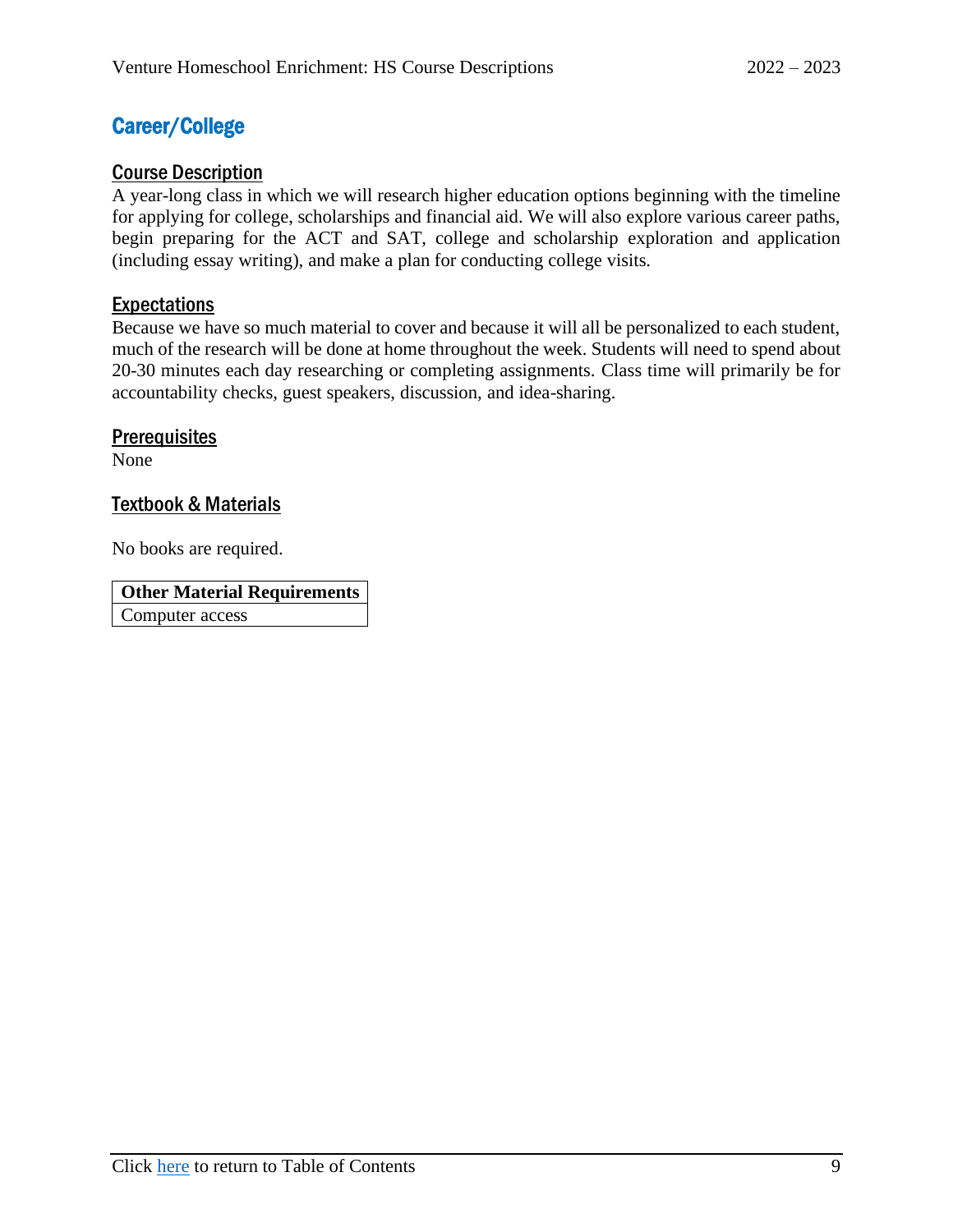# Career/College

## Course Description

A year-long class in which we will research higher education options beginning with the timeline for applying for college, scholarships and financial aid. We will also explore various career paths, begin preparing for the ACT and SAT, college and scholarship exploration and application (including essay writing), and make a plan for conducting college visits.

## Expectations

Because we have so much material to cover and because it will all be personalized to each student, much of the research will be done at home throughout the week. Students will need to spend about 20-30 minutes each day researching or completing assignments. Class time will primarily be for accountability checks, guest speakers, discussion, and idea-sharing.

## Prerequisites

None

## Textbook & Materials

No books are required.

| Other Material Requirements |
| --- |
| Computer access |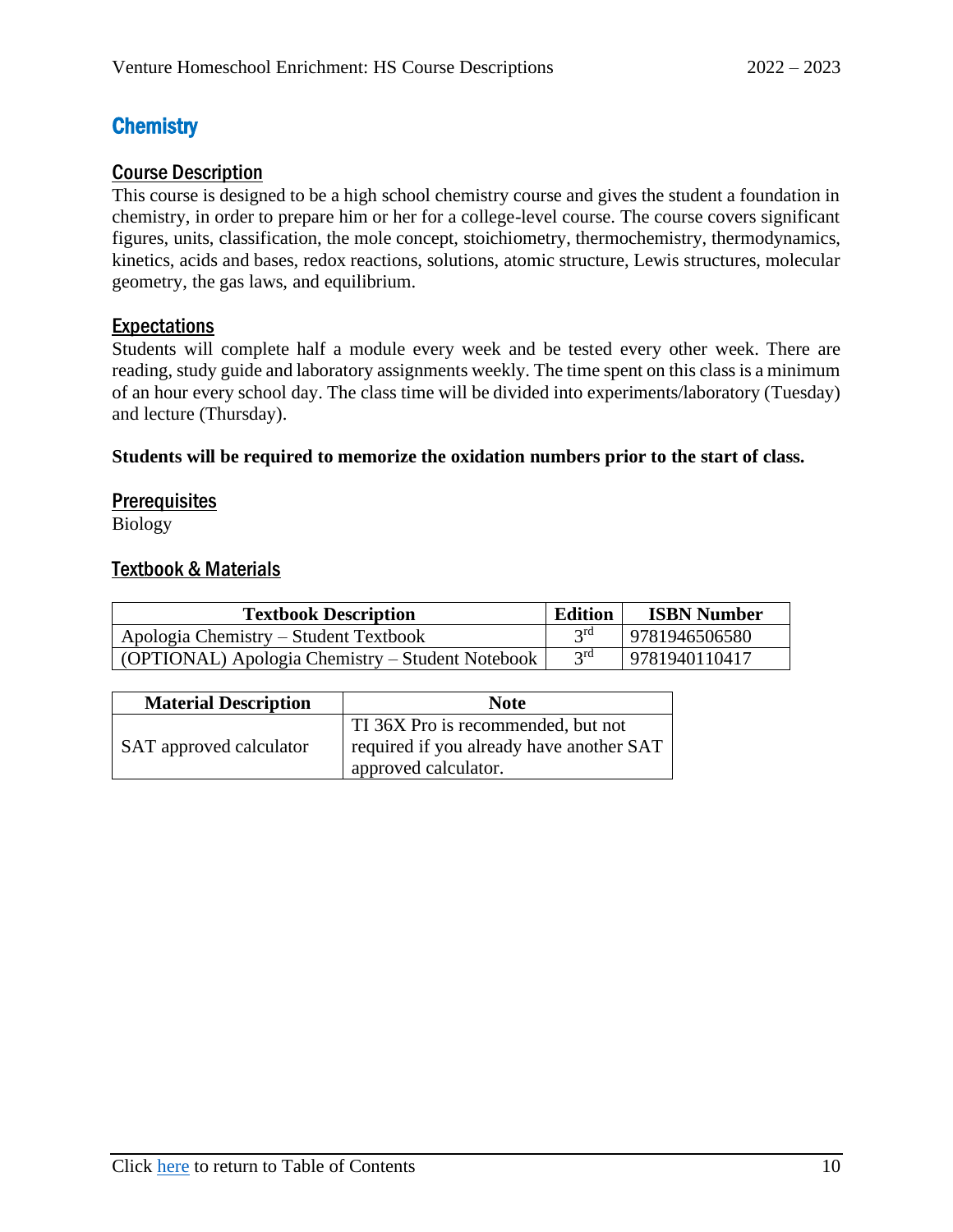# Chemistry

## Course Description

This course is designed to be a high school chemistry course and gives the student a foundation in chemistry, in order to prepare him or her for a college-level course. The course covers significant figures, units, classification, the mole concept, stoichiometry, thermochemistry, thermodynamics, kinetics, acids and bases, redox reactions, solutions, atomic structure, Lewis structures, molecular geometry, the gas laws, and equilibrium.

## Expectations

Students will complete half a module every week and be tested every other week. There are reading, study guide and laboratory assignments weekly. The time spent on this class is a minimum of an hour every school day. The class time will be divided into experiments/laboratory (Tuesday) and lecture (Thursday).

**Students will be required to memorize the oxidation numbers prior to the start of class.**

## Prerequisites

Biology

## Textbook & Materials

| Textbook Description | Edition | ISBN Number |
|---|---|---|
| Apologia Chemistry – Student Textbook | 3rd | 9781946506580 |
| (OPTIONAL) Apologia Chemistry – Student Notebook | 3rd | 9781940110417 |

| Material Description | Note |
|---|---|
| SAT approved calculator | TI 36X Pro is recommended, but not required if you already have another SAT approved calculator. |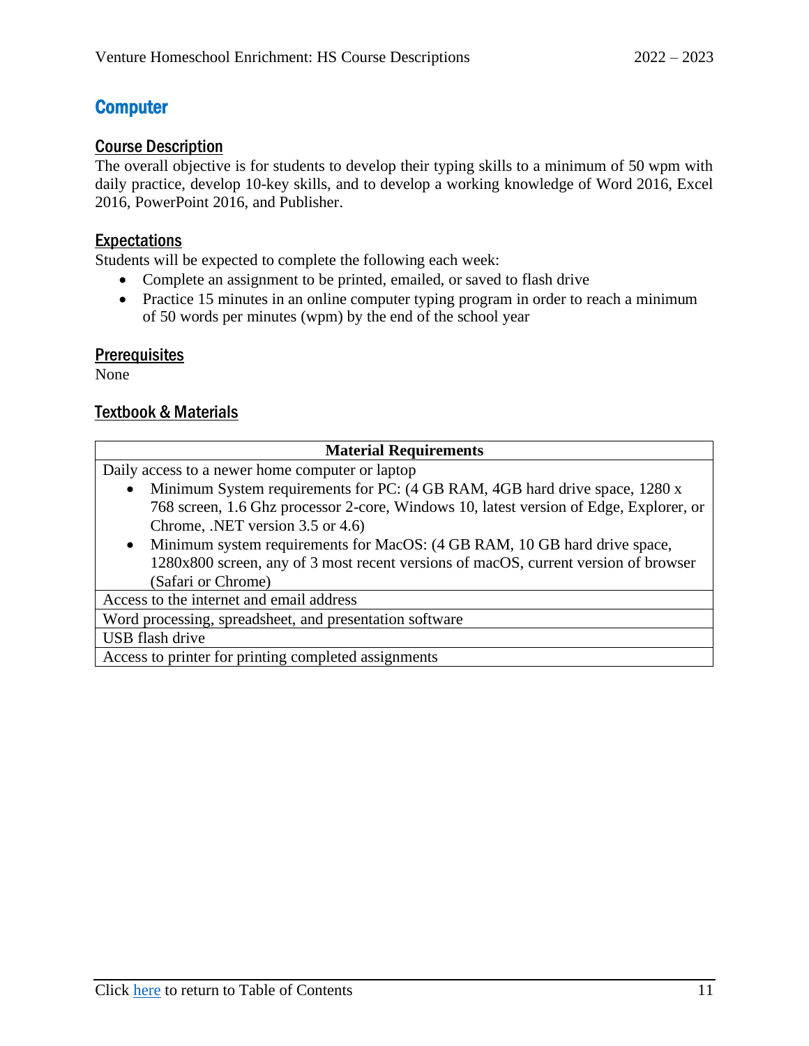## Computer

### Course Description

The overall objective is for students to develop their typing skills to a minimum of 50 wpm with daily practice, develop 10-key skills, and to develop a working knowledge of Word 2016, Excel 2016, PowerPoint 2016, and Publisher.

### Expectations

Students will be expected to complete the following each week:

- Complete an assignment to be printed, emailed, or saved to flash drive
- Practice 15 minutes in an online computer typing program in order to reach a minimum of 50 words per minutes (wpm) by the end of the school year

### Prerequisites

None

### Textbook & Materials

| Material Requirements |
| --- |
| Daily access to a newer home computer or laptop<br>• Minimum System requirements for PC: (4 GB RAM, 4GB hard drive space, 1280 x 768 screen, 1.6 Ghz processor 2-core, Windows 10, latest version of Edge, Explorer, or Chrome, .NET version 3.5 or 4.6)<br>• Minimum system requirements for MacOS: (4 GB RAM, 10 GB hard drive space, 1280x800 screen, any of 3 most recent versions of macOS, current version of browser (Safari or Chrome) |
| Access to the internet and email address |
| Word processing, spreadsheet, and presentation software |
| USB flash drive |
| Access to printer for printing completed assignments |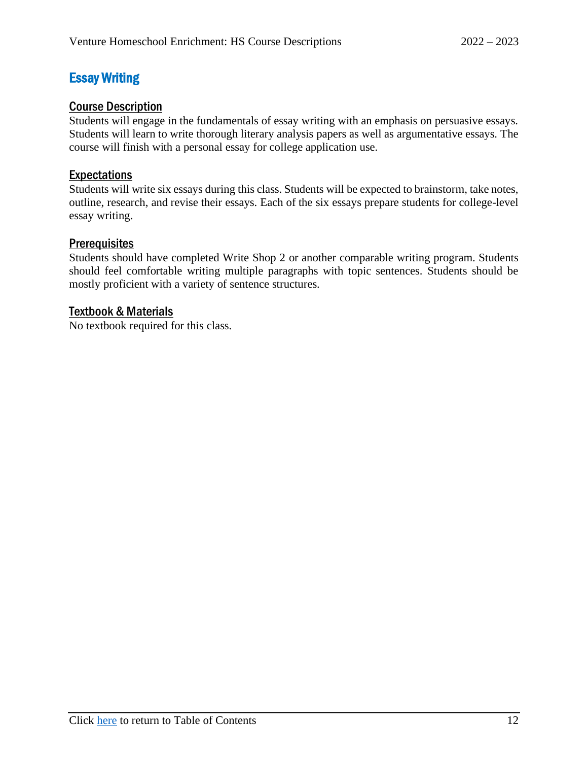# Essay Writing

## Course Description

Students will engage in the fundamentals of essay writing with an emphasis on persuasive essays. Students will learn to write thorough literary analysis papers as well as argumentative essays. The course will finish with a personal essay for college application use.

## Expectations

Students will write six essays during this class. Students will be expected to brainstorm, take notes, outline, research, and revise their essays. Each of the six essays prepare students for college-level essay writing.

## Prerequisites

Students should have completed Write Shop 2 or another comparable writing program. Students should feel comfortable writing multiple paragraphs with topic sentences. Students should be mostly proficient with a variety of sentence structures.

## Textbook & Materials

No textbook required for this class.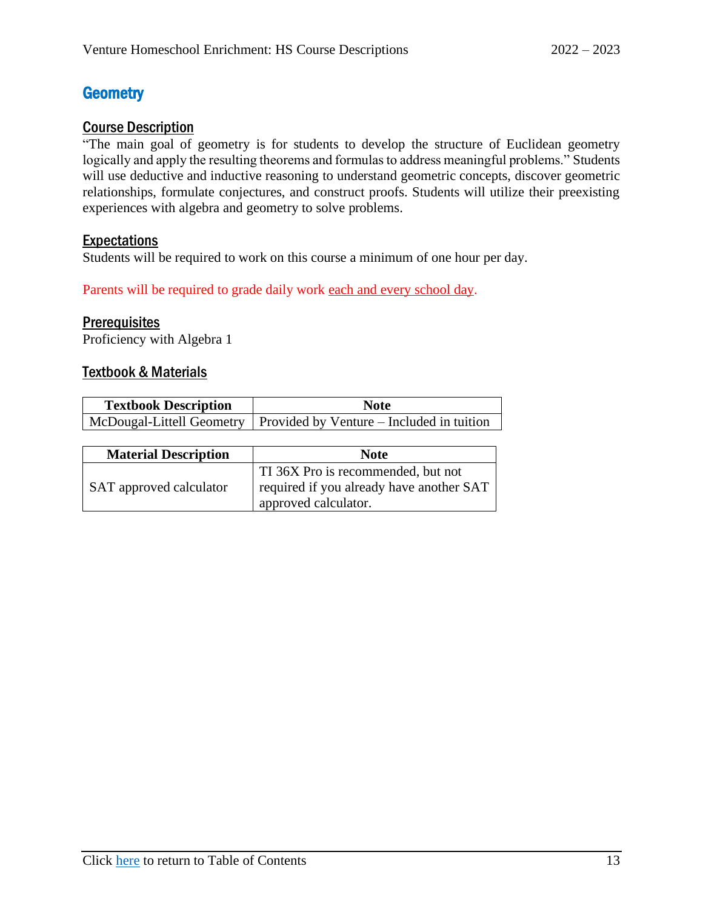## Geometry

### Course Description

"The main goal of geometry is for students to develop the structure of Euclidean geometry logically and apply the resulting theorems and formulas to address meaningful problems." Students will use deductive and inductive reasoning to understand geometric concepts, discover geometric relationships, formulate conjectures, and construct proofs. Students will utilize their preexisting experiences with algebra and geometry to solve problems.

### Expectations

Students will be required to work on this course a minimum of one hour per day.

Parents will be required to grade daily work each and every school day.

### Prerequisites

Proficiency with Algebra 1

### Textbook & Materials

| Textbook Description | Note |
| --- | --- |
| McDougal-Littell Geometry | Provided by Venture – Included in tuition |

| Material Description | Note |
| --- | --- |
| SAT approved calculator | TI 36X Pro is recommended, but not required if you already have another SAT approved calculator. |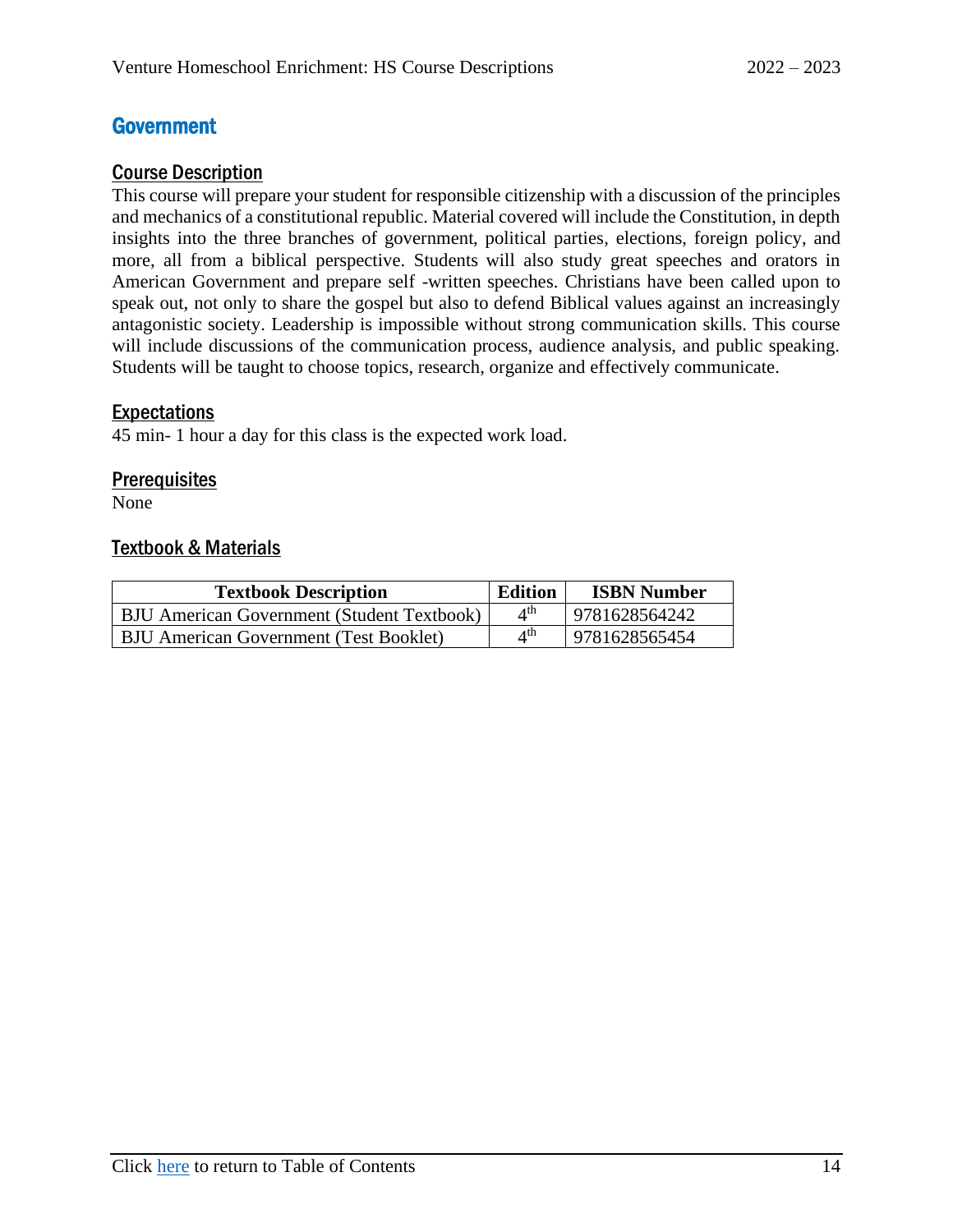## Government

### Course Description

This course will prepare your student for responsible citizenship with a discussion of the principles and mechanics of a constitutional republic. Material covered will include the Constitution, in depth insights into the three branches of government, political parties, elections, foreign policy, and more, all from a biblical perspective. Students will also study great speeches and orators in American Government and prepare self -written speeches. Christians have been called upon to speak out, not only to share the gospel but also to defend Biblical values against an increasingly antagonistic society. Leadership is impossible without strong communication skills. This course will include discussions of the communication process, audience analysis, and public speaking. Students will be taught to choose topics, research, organize and effectively communicate.

### Expectations

45 min- 1 hour a day for this class is the expected work load.

### Prerequisites

None

### Textbook & Materials

| Textbook Description | Edition | ISBN Number |
| --- | --- | --- |
| BJU American Government (Student Textbook) | 4th | 9781628564242 |
| BJU American Government (Test Booklet) | 4th | 9781628565454 |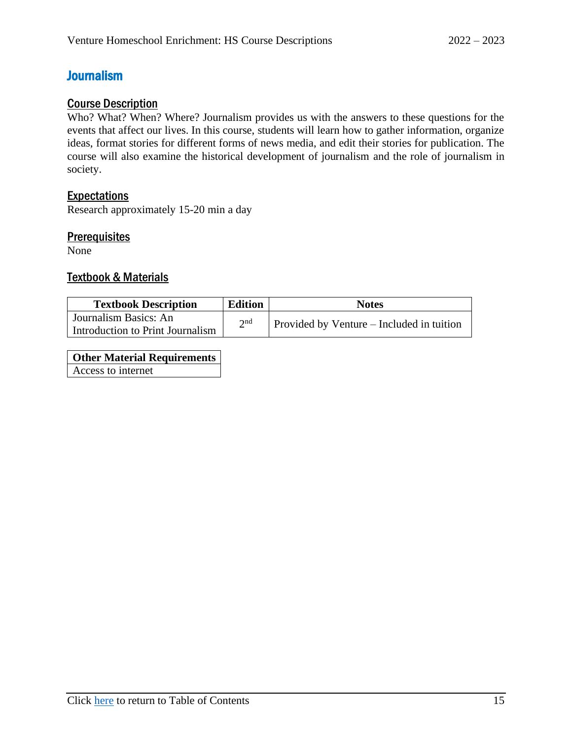# Journalism

## Course Description

Who? What? When? Where? Journalism provides us with the answers to these questions for the events that affect our lives. In this course, students will learn how to gather information, organize ideas, format stories for different forms of news media, and edit their stories for publication. The course will also examine the historical development of journalism and the role of journalism in society.

## Expectations

Research approximately 15-20 min a day

## Prerequisites

None

## Textbook & Materials

| Textbook Description | Edition | Notes |
|---|---|---|
| Journalism Basics: An Introduction to Print Journalism | 2nd | Provided by Venture – Included in tuition |

| Other Material Requirements |
|---|
| Access to internet |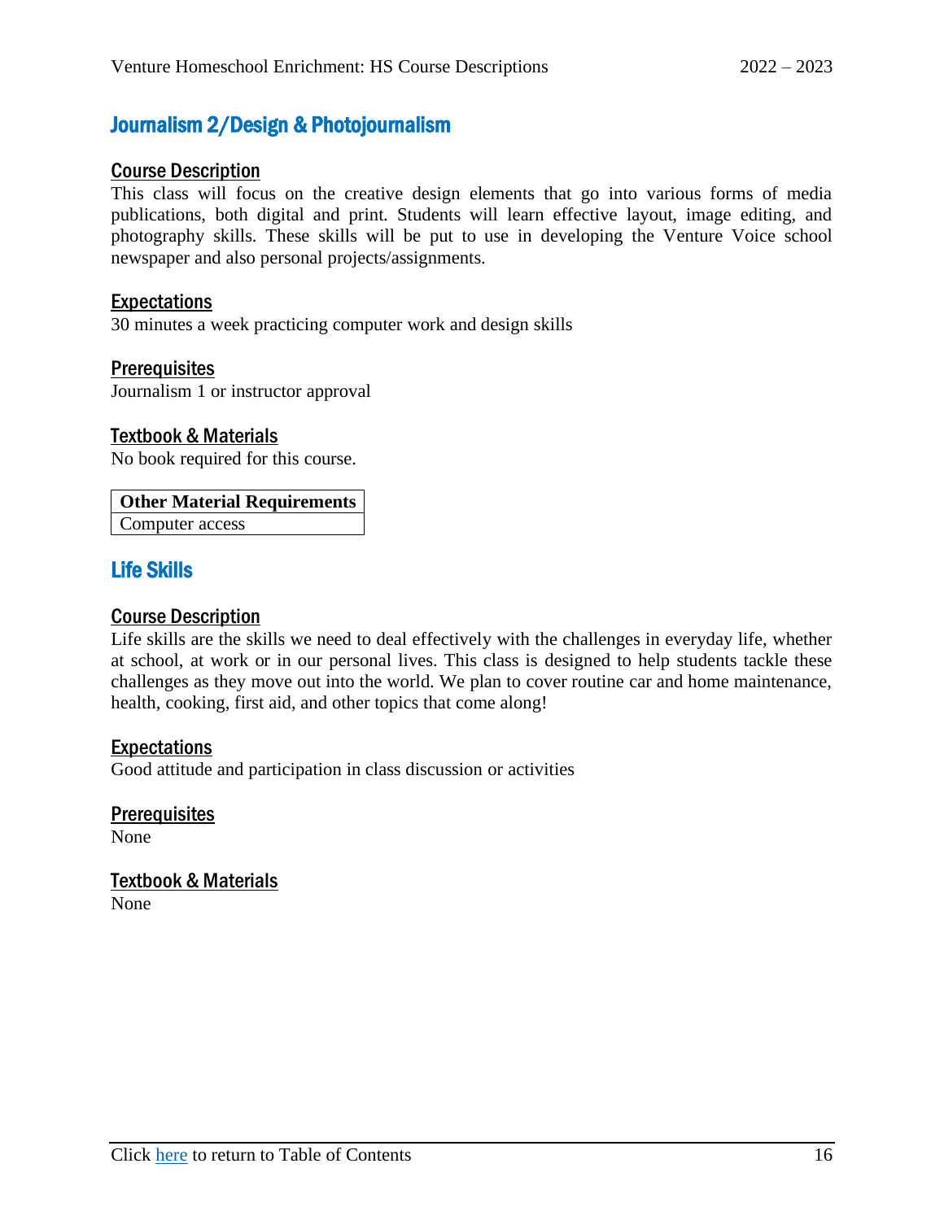## Journalism 2/Design & Photojournalism

### Course Description

This class will focus on the creative design elements that go into various forms of media publications, both digital and print. Students will learn effective layout, image editing, and photography skills. These skills will be put to use in developing the Venture Voice school newspaper and also personal projects/assignments.

### Expectations

30 minutes a week practicing computer work and design skills

### Prerequisites

Journalism 1 or instructor approval

### Textbook & Materials

No book required for this course.

| Other Material Requirements |
|---|
| Computer access |

## Life Skills

### Course Description

Life skills are the skills we need to deal effectively with the challenges in everyday life, whether at school, at work or in our personal lives. This class is designed to help students tackle these challenges as they move out into the world. We plan to cover routine car and home maintenance, health, cooking, first aid, and other topics that come along!

### Expectations

Good attitude and participation in class discussion or activities

### Prerequisites

None

### Textbook & Materials

None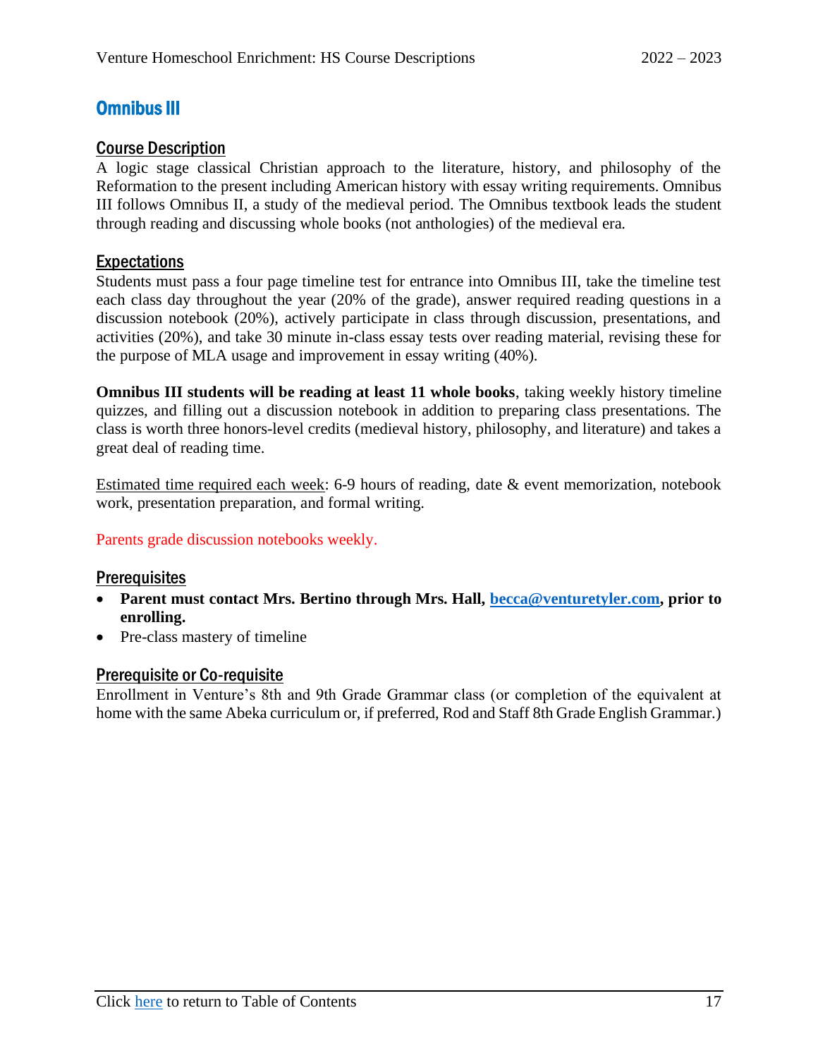## Omnibus III

### Course Description

A logic stage classical Christian approach to the literature, history, and philosophy of the Reformation to the present including American history with essay writing requirements. Omnibus III follows Omnibus II, a study of the medieval period. The Omnibus textbook leads the student through reading and discussing whole books (not anthologies) of the medieval era.

### Expectations

Students must pass a four page timeline test for entrance into Omnibus III, take the timeline test each class day throughout the year (20% of the grade), answer required reading questions in a discussion notebook (20%), actively participate in class through discussion, presentations, and activities (20%), and take 30 minute in-class essay tests over reading material, revising these for the purpose of MLA usage and improvement in essay writing (40%).

**Omnibus III students will be reading at least 11 whole books**, taking weekly history timeline quizzes, and filling out a discussion notebook in addition to preparing class presentations. The class is worth three honors-level credits (medieval history, philosophy, and literature) and takes a great deal of reading time.

Estimated time required each week: 6-9 hours of reading, date & event memorization, notebook work, presentation preparation, and formal writing.

Parents grade discussion notebooks weekly.

### Prerequisites

- **Parent must contact Mrs. Bertino through Mrs. Hall, becca@venturetyler.com, prior to enrolling.**
- Pre-class mastery of timeline

### Prerequisite or Co-requisite

Enrollment in Venture's 8th and 9th Grade Grammar class (or completion of the equivalent at home with the same Abeka curriculum or, if preferred, Rod and Staff 8th Grade English Grammar.)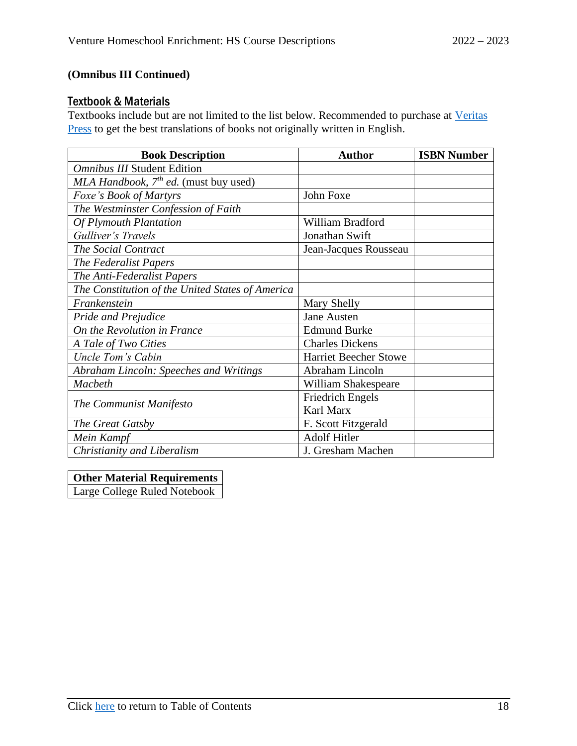**(Omnibus III Continued)**

## Textbook & Materials

Textbooks include but are not limited to the list below. Recommended to purchase at Veritas Press to get the best translations of books not originally written in English.

| Book Description | Author | ISBN Number |
|---|---|---|
| *Omnibus III* Student Edition | | |
| *MLA Handbook, 7th ed.* (must buy used) | | |
| *Foxe's Book of Martyrs* | John Foxe | |
| *The Westminster Confession of Faith* | | |
| *Of Plymouth Plantation* | William Bradford | |
| *Gulliver's Travels* | Jonathan Swift | |
| *The Social Contract* | Jean-Jacques Rousseau | |
| *The Federalist Papers* | | |
| *The Anti-Federalist Papers* | | |
| *The Constitution of the United States of America* | | |
| *Frankenstein* | Mary Shelly | |
| *Pride and Prejudice* | Jane Austen | |
| *On the Revolution in France* | Edmund Burke | |
| *A Tale of Two Cities* | Charles Dickens | |
| *Uncle Tom's Cabin* | Harriet Beecher Stowe | |
| *Abraham Lincoln: Speeches and Writings* | Abraham Lincoln | |
| *Macbeth* | William Shakespeare | |
| *The Communist Manifesto* | Friedrich Engels<br>Karl Marx | |
| *The Great Gatsby* | F. Scott Fitzgerald | |
| *Mein Kampf* | Adolf Hitler | |
| *Christianity and Liberalism* | J. Gresham Machen | |

| Other Material Requirements |
|---|
| Large College Ruled Notebook |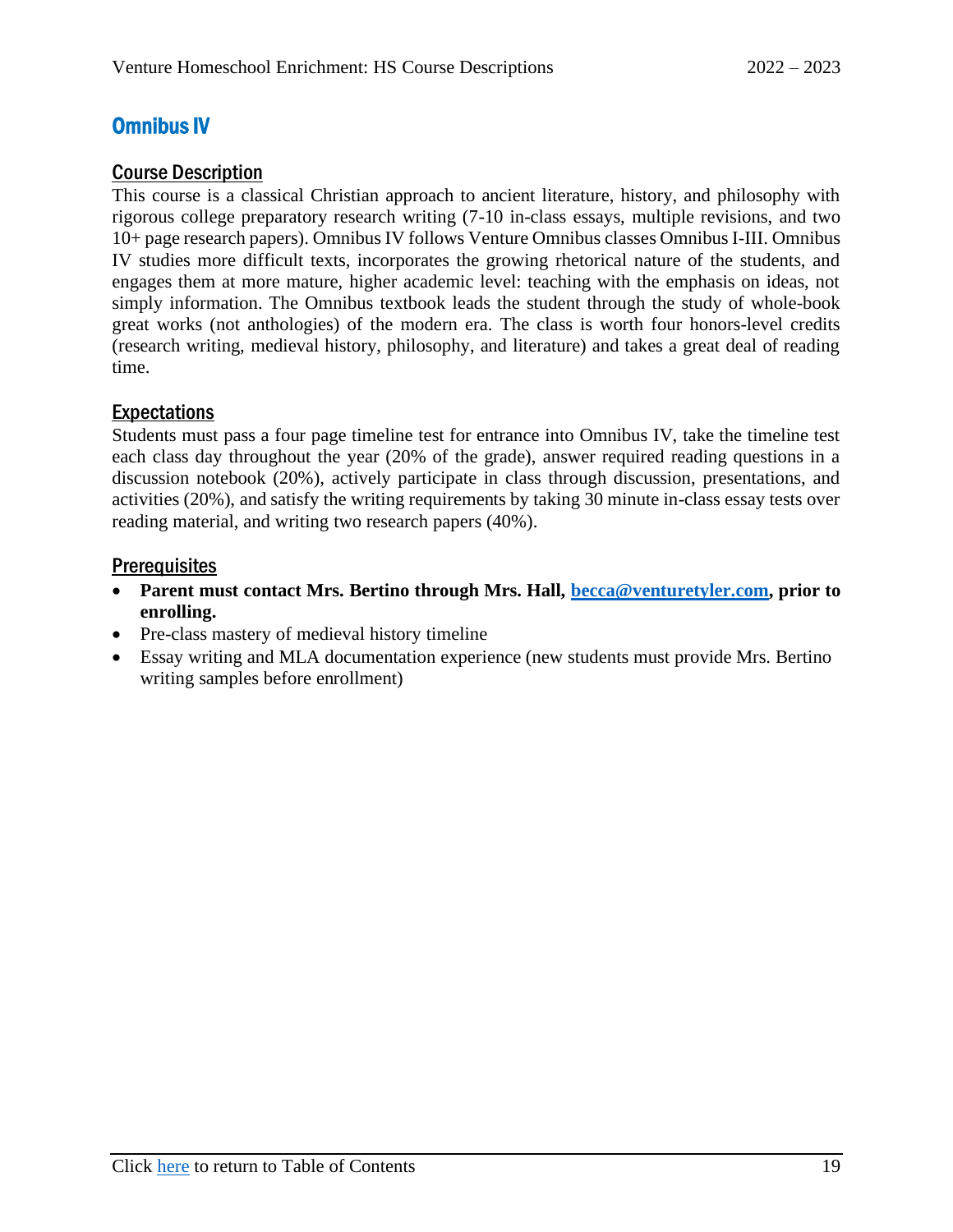# Omnibus IV

## Course Description

This course is a classical Christian approach to ancient literature, history, and philosophy with rigorous college preparatory research writing (7-10 in-class essays, multiple revisions, and two 10+ page research papers). Omnibus IV follows Venture Omnibus classes Omnibus I-III. Omnibus IV studies more difficult texts, incorporates the growing rhetorical nature of the students, and engages them at more mature, higher academic level: teaching with the emphasis on ideas, not simply information. The Omnibus textbook leads the student through the study of whole-book great works (not anthologies) of the modern era. The class is worth four honors-level credits (research writing, medieval history, philosophy, and literature) and takes a great deal of reading time.

## Expectations

Students must pass a four page timeline test for entrance into Omnibus IV, take the timeline test each class day throughout the year (20% of the grade), answer required reading questions in a discussion notebook (20%), actively participate in class through discussion, presentations, and activities (20%), and satisfy the writing requirements by taking 30 minute in-class essay tests over reading material, and writing two research papers (40%).

## Prerequisites

- **Parent must contact Mrs. Bertino through Mrs. Hall, [becca@venturetyler.com](mailto:becca@venturetyler.com), prior to enrolling.**
- Pre-class mastery of medieval history timeline
- Essay writing and MLA documentation experience (new students must provide Mrs. Bertino writing samples before enrollment)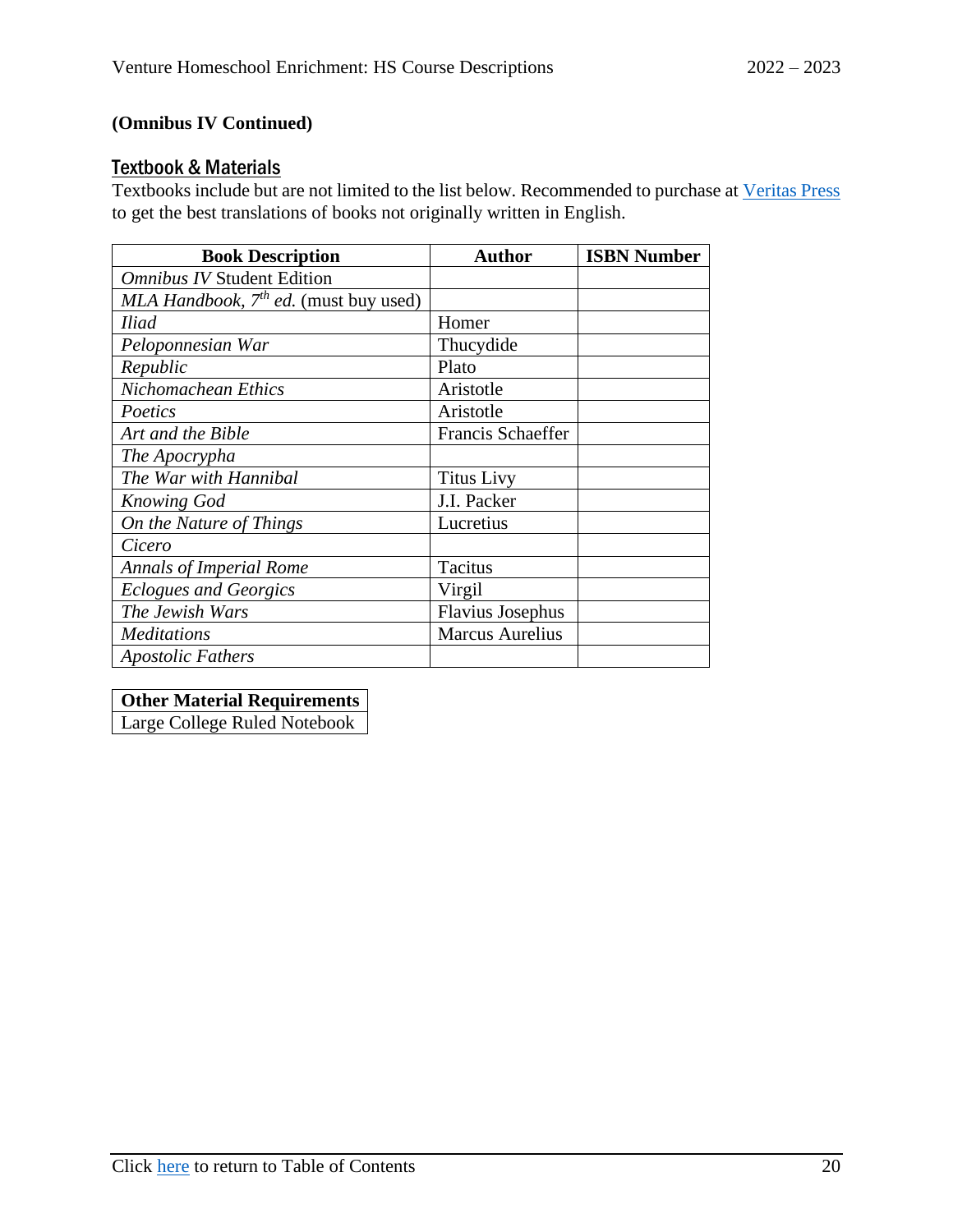**(Omnibus IV Continued)**

## Textbook & Materials

Textbooks include but are not limited to the list below. Recommended to purchase at Veritas Press to get the best translations of books not originally written in English.

| Book Description | Author | ISBN Number |
|---|---|---|
| *Omnibus IV* Student Edition | | |
| *MLA Handbook, 7th ed.* (must buy used) | | |
| *Iliad* | Homer | |
| *Peloponnesian War* | Thucydide | |
| *Republic* | Plato | |
| *Nichomachean Ethics* | Aristotle | |
| *Poetics* | Aristotle | |
| *Art and the Bible* | Francis Schaeffer | |
| *The Apocrypha* | | |
| *The War with Hannibal* | Titus Livy | |
| *Knowing God* | J.I. Packer | |
| *On the Nature of Things* | Lucretius | |
| *Cicero* | | |
| *Annals of Imperial Rome* | Tacitus | |
| *Eclogues and Georgics* | Virgil | |
| *The Jewish Wars* | Flavius Josephus | |
| *Meditations* | Marcus Aurelius | |
| *Apostolic Fathers* | | |

| Other Material Requirements |
|---|
| Large College Ruled Notebook |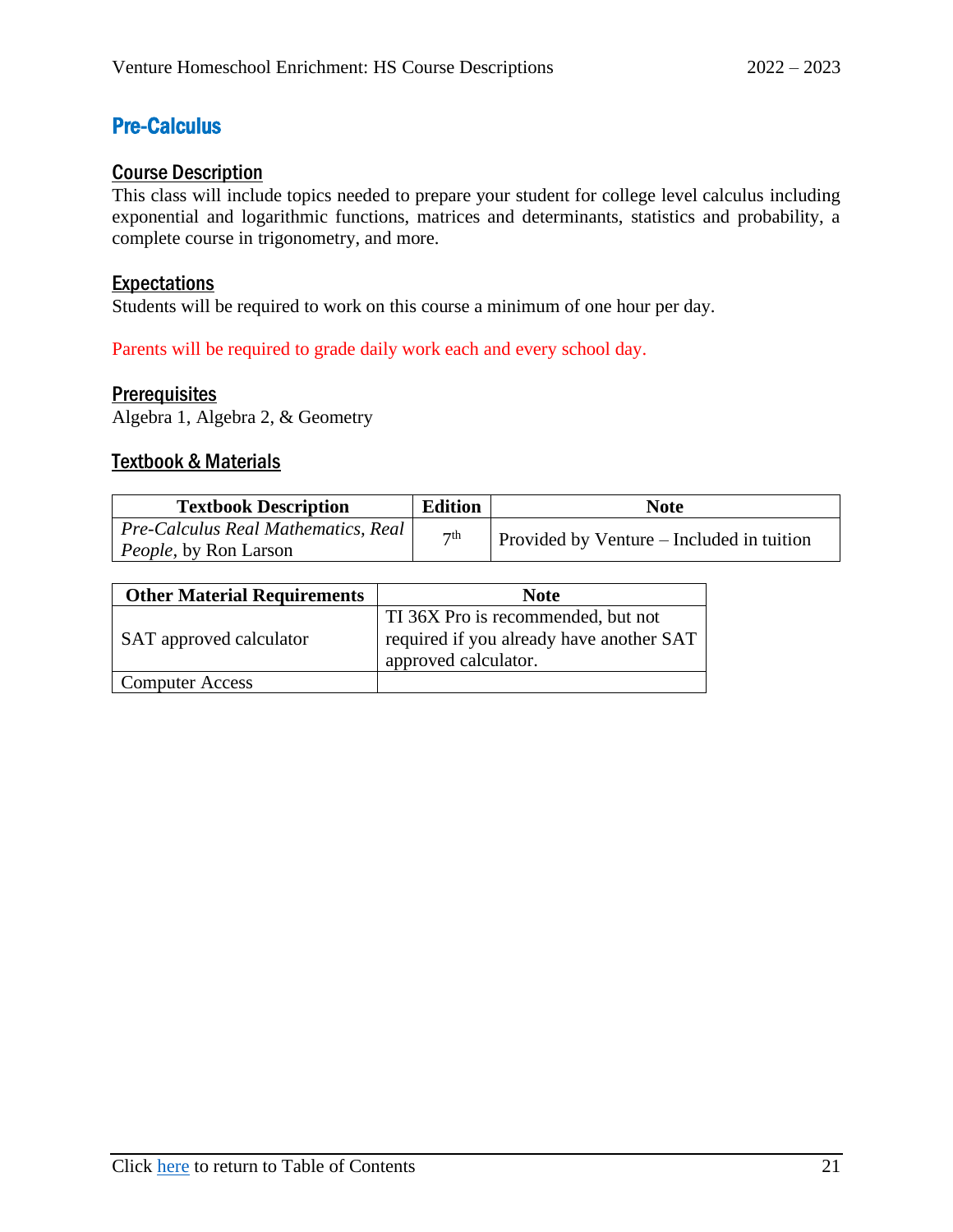## Pre-Calculus

### Course Description

This class will include topics needed to prepare your student for college level calculus including exponential and logarithmic functions, matrices and determinants, statistics and probability, a complete course in trigonometry, and more.

### Expectations

Students will be required to work on this course a minimum of one hour per day.

Parents will be required to grade daily work each and every school day.

### Prerequisites

Algebra 1, Algebra 2, & Geometry

### Textbook & Materials

| Textbook Description | Edition | Note |
|---|---|---|
| *Pre-Calculus Real Mathematics, Real People*, by Ron Larson | 7th | Provided by Venture – Included in tuition |

| Other Material Requirements | Note |
|---|---|
| SAT approved calculator | TI 36X Pro is recommended, but not required if you already have another SAT approved calculator. |
| Computer Access | |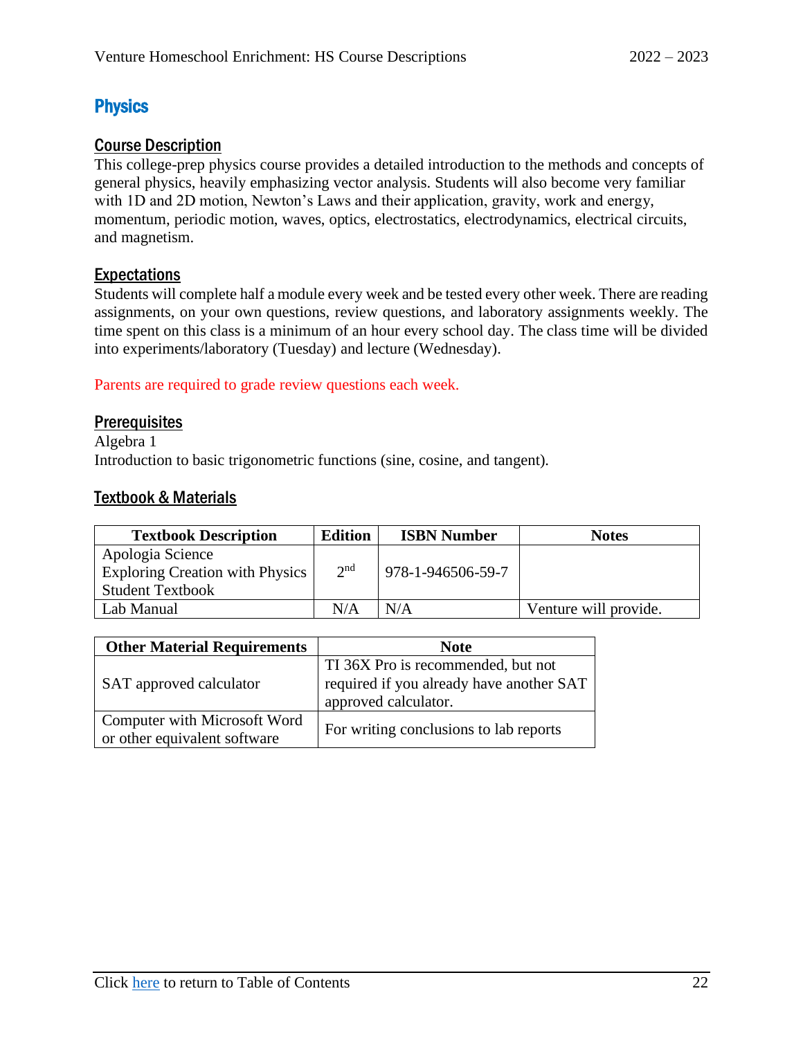# Physics

## Course Description

This college-prep physics course provides a detailed introduction to the methods and concepts of general physics, heavily emphasizing vector analysis. Students will also become very familiar with 1D and 2D motion, Newton's Laws and their application, gravity, work and energy, momentum, periodic motion, waves, optics, electrostatics, electrodynamics, electrical circuits, and magnetism.

## Expectations

Students will complete half a module every week and be tested every other week. There are reading assignments, on your own questions, review questions, and laboratory assignments weekly. The time spent on this class is a minimum of an hour every school day. The class time will be divided into experiments/laboratory (Tuesday) and lecture (Wednesday).

Parents are required to grade review questions each week.

## Prerequisites

Algebra 1
Introduction to basic trigonometric functions (sine, cosine, and tangent).

## Textbook & Materials

| Textbook Description | Edition | ISBN Number | Notes |
|---|---|---|---|
| Apologia Science Exploring Creation with Physics Student Textbook | 2nd | 978-1-946506-59-7 | |
| Lab Manual | N/A | N/A | Venture will provide. |

| Other Material Requirements | Note |
|---|---|
| SAT approved calculator | TI 36X Pro is recommended, but not required if you already have another SAT approved calculator. |
| Computer with Microsoft Word or other equivalent software | For writing conclusions to lab reports |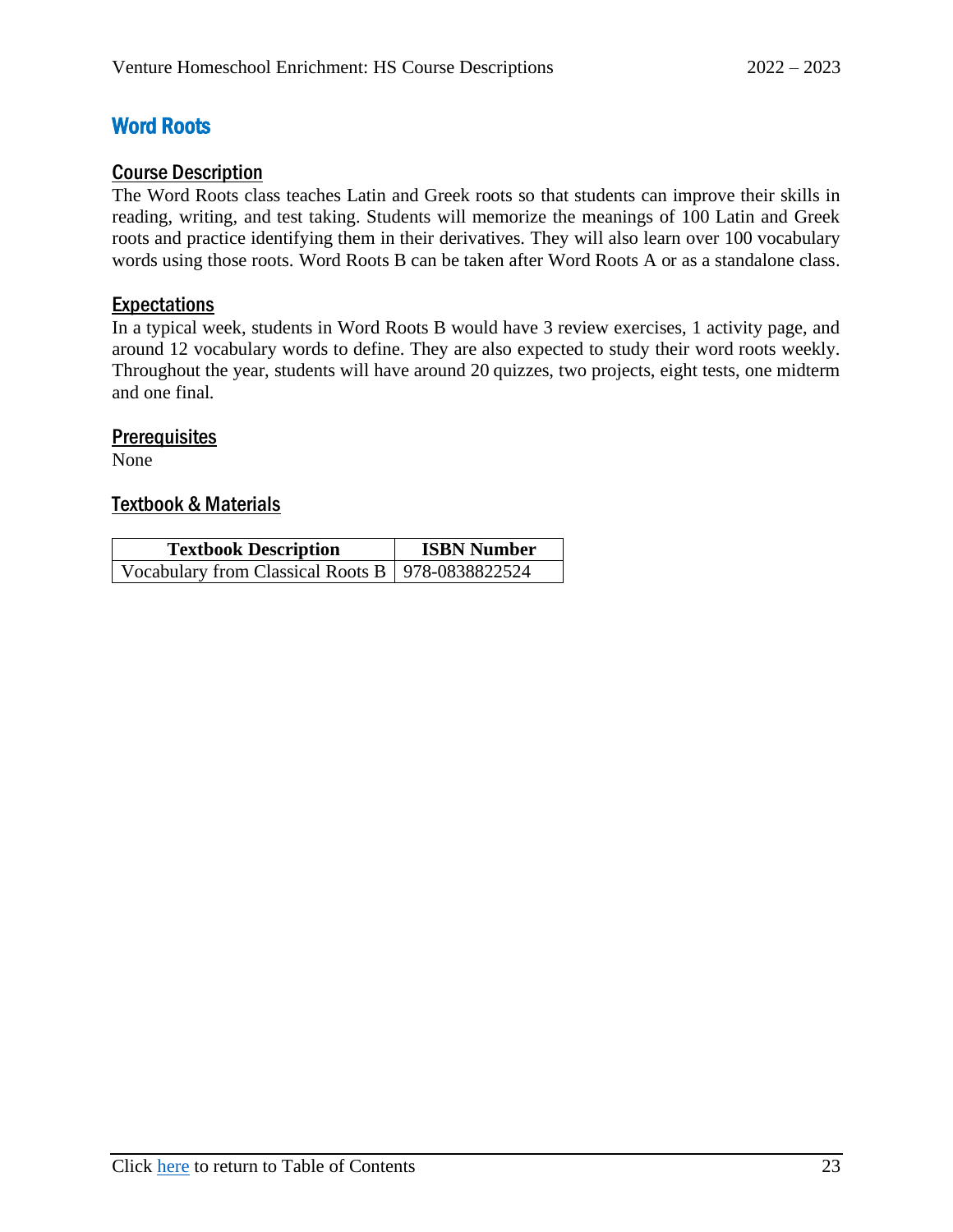## Word Roots

### Course Description

The Word Roots class teaches Latin and Greek roots so that students can improve their skills in reading, writing, and test taking. Students will memorize the meanings of 100 Latin and Greek roots and practice identifying them in their derivatives. They will also learn over 100 vocabulary words using those roots. Word Roots B can be taken after Word Roots A or as a standalone class.

### Expectations

In a typical week, students in Word Roots B would have 3 review exercises, 1 activity page, and around 12 vocabulary words to define. They are also expected to study their word roots weekly. Throughout the year, students will have around 20 quizzes, two projects, eight tests, one midterm and one final.

### Prerequisites

None

### Textbook & Materials

| Textbook Description | ISBN Number |
| --- | --- |
| Vocabulary from Classical Roots B | 978-0838822524 |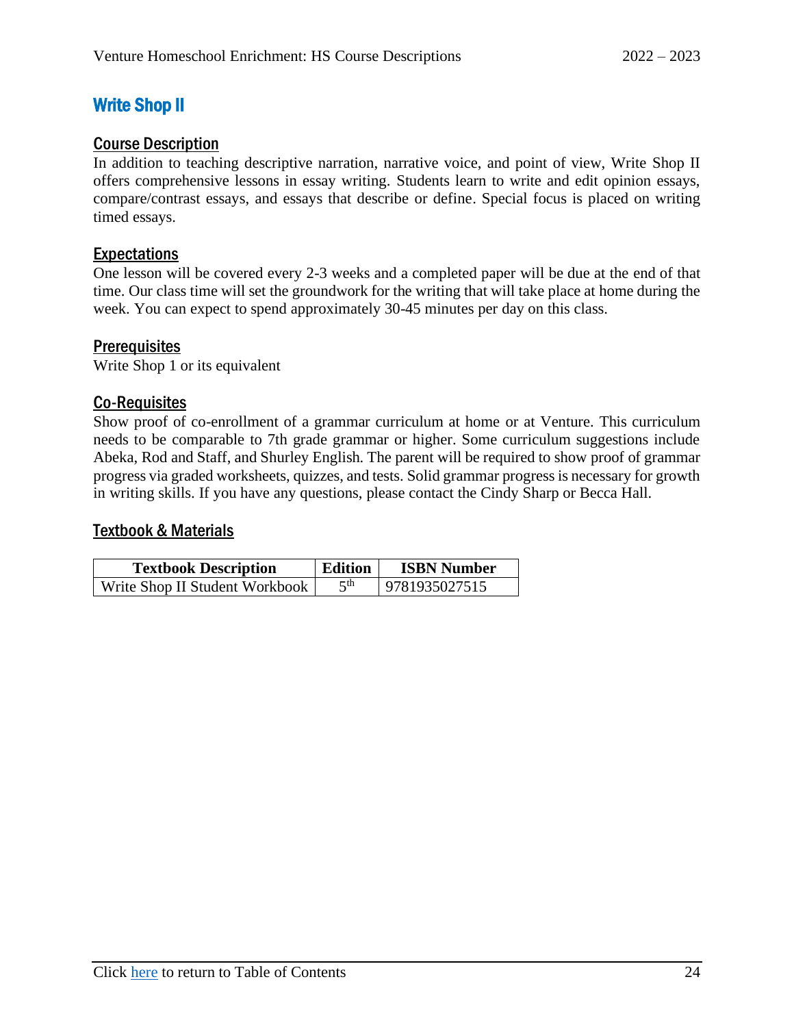## Write Shop II

### Course Description

In addition to teaching descriptive narration, narrative voice, and point of view, Write Shop II offers comprehensive lessons in essay writing. Students learn to write and edit opinion essays, compare/contrast essays, and essays that describe or define. Special focus is placed on writing timed essays.

### Expectations

One lesson will be covered every 2-3 weeks and a completed paper will be due at the end of that time. Our class time will set the groundwork for the writing that will take place at home during the week. You can expect to spend approximately 30-45 minutes per day on this class.

### Prerequisites

Write Shop 1 or its equivalent

### Co-Requisites

Show proof of co-enrollment of a grammar curriculum at home or at Venture. This curriculum needs to be comparable to 7th grade grammar or higher. Some curriculum suggestions include Abeka, Rod and Staff, and Shurley English. The parent will be required to show proof of grammar progress via graded worksheets, quizzes, and tests. Solid grammar progress is necessary for growth in writing skills. If you have any questions, please contact the Cindy Sharp or Becca Hall.

### Textbook & Materials

| Textbook Description | Edition | ISBN Number |
|---|---|---|
| Write Shop II Student Workbook | 5th | 9781935027515 |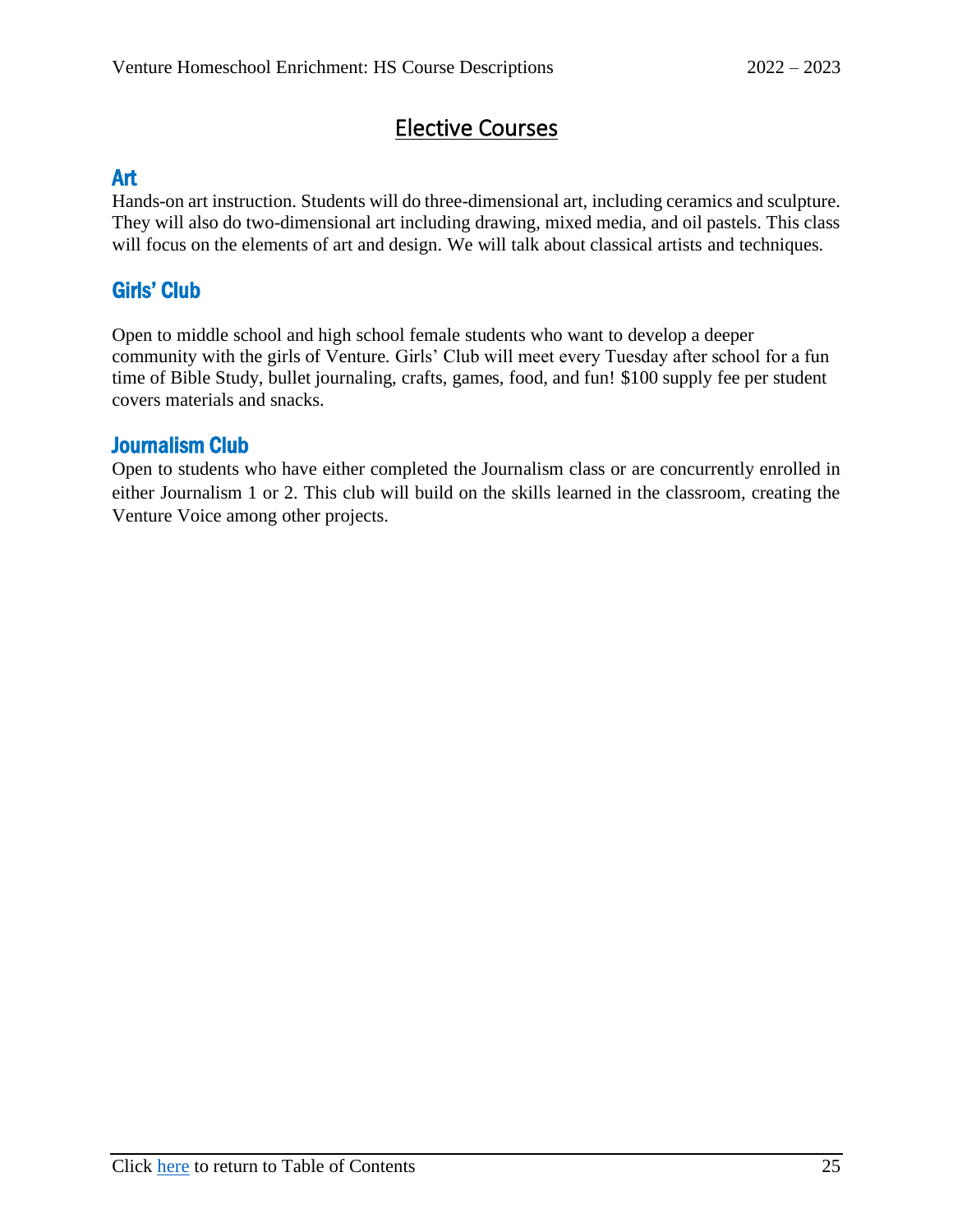# Elective Courses

## Art

Hands-on art instruction. Students will do three-dimensional art, including ceramics and sculpture. They will also do two-dimensional art including drawing, mixed media, and oil pastels. This class will focus on the elements of art and design. We will talk about classical artists and techniques.

## Girls' Club

Open to middle school and high school female students who want to develop a deeper community with the girls of Venture. Girls' Club will meet every Tuesday after school for a fun time of Bible Study, bullet journaling, crafts, games, food, and fun! $100 supply fee per student covers materials and snacks.

## Journalism Club

Open to students who have either completed the Journalism class or are concurrently enrolled in either Journalism 1 or 2. This club will build on the skills learned in the classroom, creating the Venture Voice among other projects.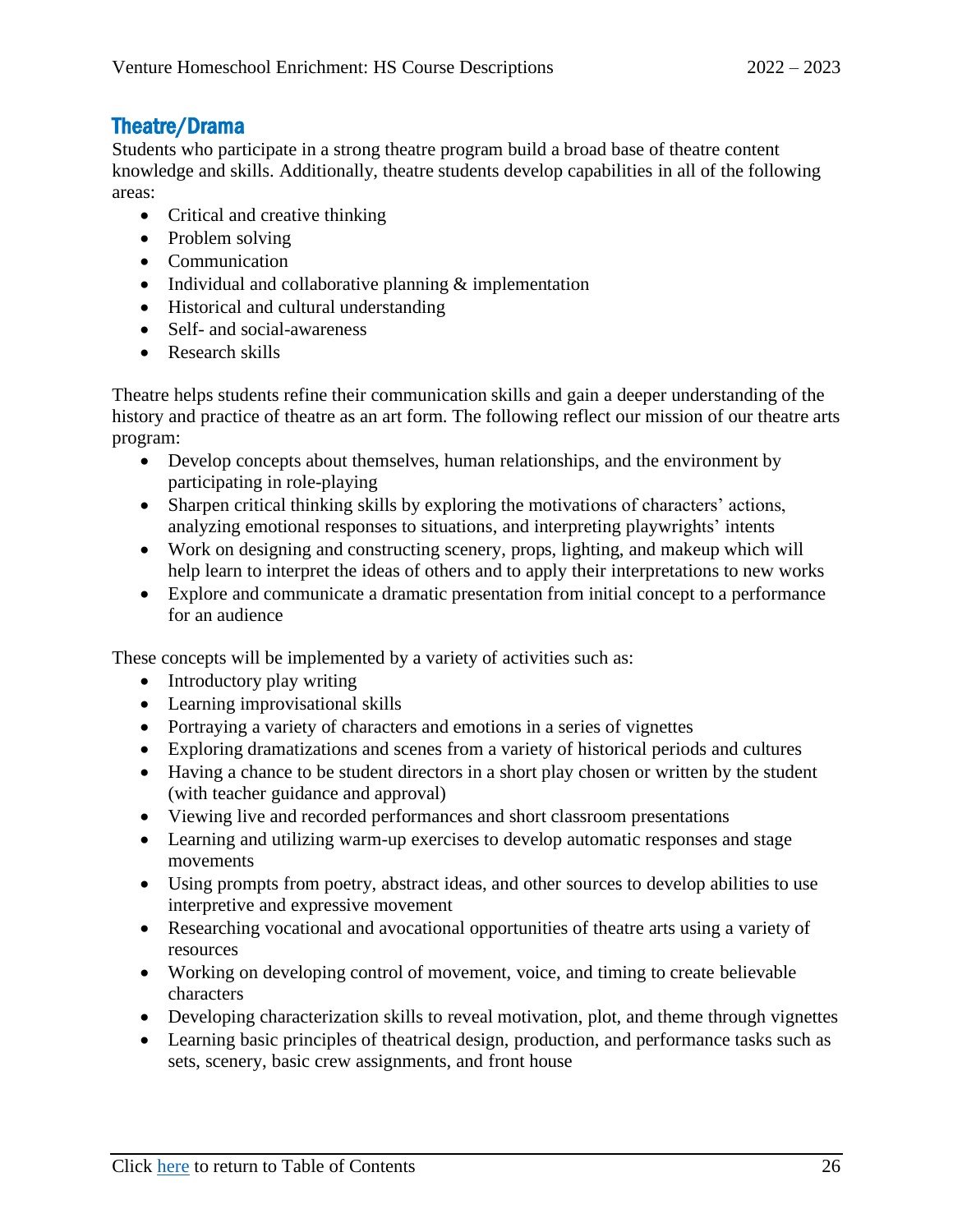## Theatre/Drama

Students who participate in a strong theatre program build a broad base of theatre content knowledge and skills. Additionally, theatre students develop capabilities in all of the following areas:

- Critical and creative thinking
- Problem solving
- Communication
- Individual and collaborative planning & implementation
- Historical and cultural understanding
- Self- and social-awareness
- Research skills

Theatre helps students refine their communication skills and gain a deeper understanding of the history and practice of theatre as an art form. The following reflect our mission of our theatre arts program:

- Develop concepts about themselves, human relationships, and the environment by participating in role-playing
- Sharpen critical thinking skills by exploring the motivations of characters' actions, analyzing emotional responses to situations, and interpreting playwrights' intents
- Work on designing and constructing scenery, props, lighting, and makeup which will help learn to interpret the ideas of others and to apply their interpretations to new works
- Explore and communicate a dramatic presentation from initial concept to a performance for an audience

These concepts will be implemented by a variety of activities such as:

- Introductory play writing
- Learning improvisational skills
- Portraying a variety of characters and emotions in a series of vignettes
- Exploring dramatizations and scenes from a variety of historical periods and cultures
- Having a chance to be student directors in a short play chosen or written by the student (with teacher guidance and approval)
- Viewing live and recorded performances and short classroom presentations
- Learning and utilizing warm-up exercises to develop automatic responses and stage movements
- Using prompts from poetry, abstract ideas, and other sources to develop abilities to use interpretive and expressive movement
- Researching vocational and avocational opportunities of theatre arts using a variety of resources
- Working on developing control of movement, voice, and timing to create believable characters
- Developing characterization skills to reveal motivation, plot, and theme through vignettes
- Learning basic principles of theatrical design, production, and performance tasks such as sets, scenery, basic crew assignments, and front house